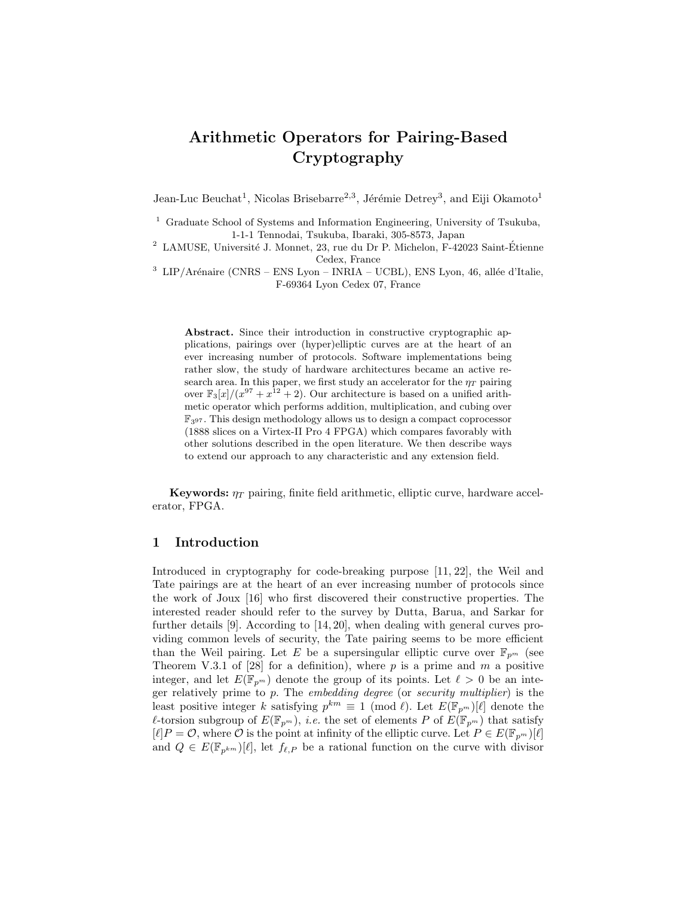# Arithmetic Operators for Pairing-Based Cryptography

Jean-Luc Beuchat[1], Nicolas Brisebarre[2,3], Jérémie Detrey[3], and Eiji Okamoto[1]

[1] Graduate School of Systems and Information Engineering, University of Tsukuba, 1-1-1 Tennodai, Tsukuba, Ibaraki, 305-8573, Japan

[2] LAMUSE, Université J. Monnet, 23, rue du Dr P. Michelon, F-42023 Saint-Étienne Cedex, France

[3] LIP/Arénaire (CNRS – ENS Lyon – INRIA – UCBL), ENS Lyon, 46, allée d'Italie, F-69364 Lyon Cedex 07, France

**Abstract.** Since their introduction in constructive cryptographic applications, pairings over (hyper)elliptic curves are at the heart of an ever increasing number of protocols. Software implementations being rather slow, the study of hardware architectures became an active research area. In this paper, we first study an accelerator for the $\eta_T$ pairing over $\mathbb{F}_3[x]/(x^{97} + x^{12} + 2)$. Our architecture is based on a unified arithmetic operator which performs addition, multiplication, and cubing over $\mathbb{F}_{3^{97}}$. This design methodology allows us to design a compact coprocessor (1888 slices on a Virtex-II Pro 4 FPGA) which compares favorably with other solutions described in the open literature. We then describe ways to extend our approach to any characteristic and any extension field.

**Keywords:** $\eta_T$ pairing, finite field arithmetic, elliptic curve, hardware accelerator, FPGA.

## 1 Introduction

Introduced in cryptography for code-breaking purpose [11, 22], the Weil and Tate pairings are at the heart of an ever increasing number of protocols since the work of Joux [16] who first discovered their constructive properties. The interested reader should refer to the survey by Dutta, Barua, and Sarkar for further details [9]. According to [14, 20], when dealing with general curves providing common levels of security, the Tate pairing seems to be more efficient than the Weil pairing. Let $E$ be a supersingular elliptic curve over $\mathbb{F}_{p^m}$ (see Theorem V.3.1 of [28] for a definition), where $p$ is a prime and $m$ a positive integer, and let $E(\mathbb{F}_{p^m})$ denote the group of its points. Let $\ell > 0$ be an integer relatively prime to $p$. The *embedding degree* (or *security multiplier*) is the least positive integer $k$ satisfying $p^{km} \equiv 1 \pmod{\ell}$. Let $E(\mathbb{F}_{p^m})[\ell]$ denote the $\ell$-torsion subgroup of $E(\mathbb{F}_{p^m})$, *i.e.* the set of elements $P$ of $E(\mathbb{F}_{p^m})$ that satisfy $[\ell]P = \mathcal{O}$, where $\mathcal{O}$ is the point at infinity of the elliptic curve. Let $P \in E(\mathbb{F}_{p^m})[\ell]$ and $Q \in E(\mathbb{F}_{p^{km}})[\ell]$, let $f_{\ell,P}$ be a rational function on the curve with divisor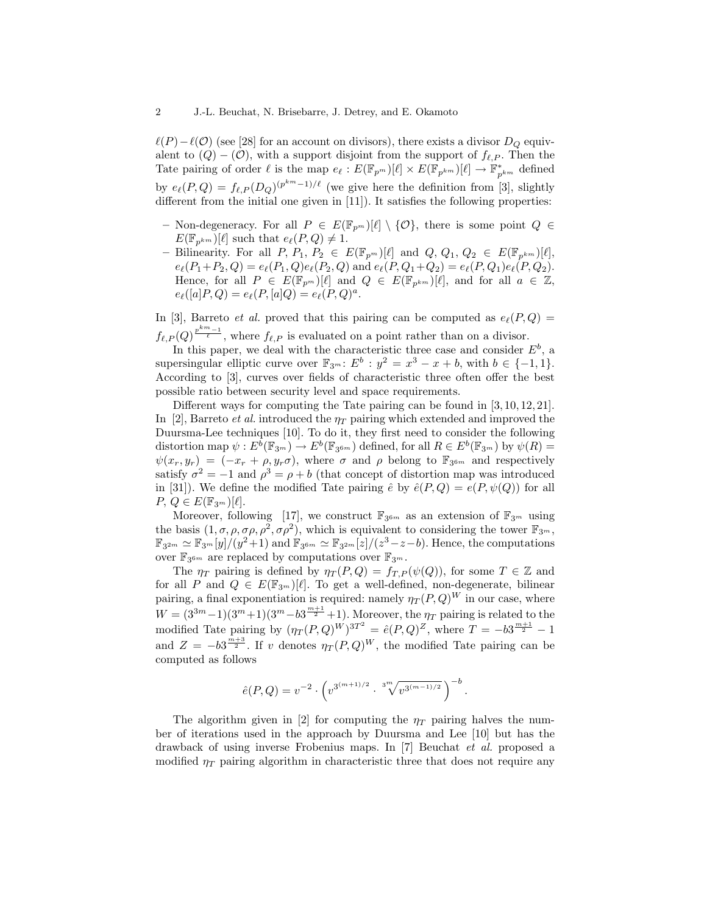$\ell(P) - \ell(\mathcal{O})$ (see [28] for an account on divisors), there exists a divisor $D_Q$ equivalent to $(Q) - (\mathcal{O})$, with a support disjoint from the support of $f_{\ell,P}$. Then the Tate pairing of order $\ell$ is the map $e_\ell : E(\mathbb{F}_{p^m})[\ell] \times E(\mathbb{F}_{p^{km}})[\ell] \to \mathbb{F}^*_{p^{km}}$ defined by $e_\ell(P,Q) = f_{\ell,P}(D_Q)^{(p^{km}-1)/\ell}$ (we give here the definition from [3], slightly different from the initial one given in [11]). It satisfies the following properties:

- Non-degeneracy. For all $P \in E(\mathbb{F}_{p^m})[\ell] \setminus \{\mathcal{O}\}$, there is some point $Q \in E(\mathbb{F}_{p^{km}})[\ell]$ such that $e_\ell(P,Q) \neq 1$.
- Bilinearity. For all $P$, $P_1$, $P_2 \in E(\mathbb{F}_{p^m})[\ell]$ and $Q$, $Q_1$, $Q_2 \in E(\mathbb{F}_{p^{km}})[\ell]$, $e_\ell(P_1+P_2,Q) = e_\ell(P_1,Q)e_\ell(P_2,Q)$ and $e_\ell(P,Q_1+Q_2) = e_\ell(P,Q_1)e_\ell(P,Q_2)$. Hence, for all $P \in E(\mathbb{F}_{p^m})[\ell]$ and $Q \in E(\mathbb{F}_{p^{km}})[\ell]$, and for all $a \in \mathbb{Z}$, $e_\ell([a]P,Q) = e_\ell(P,[a]Q) = e_\ell(P,Q)^a$.

In [3], Barreto *et al.* proved that this pairing can be computed as $e_\ell(P,Q) = f_{\ell,P}(Q)^{\frac{p^{km}-1}{\ell}}$, where $f_{\ell,P}$ is evaluated on a point rather than on a divisor.

In this paper, we deal with the characteristic three case and consider $E^b$, a supersingular elliptic curve over $\mathbb{F}_{3^m}$: $E^b : y^2 = x^3 - x + b$, with $b \in \{-1,1\}$. According to [3], curves over fields of characteristic three often offer the best possible ratio between security level and space requirements.

Different ways for computing the Tate pairing can be found in [3, 10, 12, 21]. In [2], Barreto *et al.* introduced the $\eta_T$ pairing which extended and improved the Duursma-Lee techniques [10]. To do it, they first need to consider the following distortion map $\psi : E^b(\mathbb{F}_{3^m}) \to E^b(\mathbb{F}_{3^{6m}})$ defined, for all $R \in E^b(\mathbb{F}_{3^m})$ by $\psi(R) = \psi(x_r,y_r) = (-x_r + \rho, y_r\sigma)$, where $\sigma$ and $\rho$ belong to $\mathbb{F}_{3^{6m}}$ and respectively satisfy $\sigma^2 = -1$ and $\rho^3 = \rho + b$ (that concept of distortion map was introduced in [31]). We define the modified Tate pairing $\hat{e}$ by $\hat{e}(P,Q) = e(P,\psi(Q))$ for all $P$, $Q \in E(\mathbb{F}_{3^m})[\ell]$.

Moreover, following [17], we construct $\mathbb{F}_{3^{6m}}$ as an extension of $\mathbb{F}_{3^m}$ using the basis $(1,\sigma,\rho,\sigma\rho,\rho^2,\sigma\rho^2)$, which is equivalent to considering the tower $\mathbb{F}_{3^m}$, $\mathbb{F}_{3^{2m}} \simeq \mathbb{F}_{3^m}[y]/(y^2+1)$ and $\mathbb{F}_{3^{6m}} \simeq \mathbb{F}_{3^{2m}}[z]/(z^3-z-b)$. Hence, the computations over $\mathbb{F}_{3^{6m}}$ are replaced by computations over $\mathbb{F}_{3^m}$.

The $\eta_T$ pairing is defined by $\eta_T(P,Q) = f_{T,P}(\psi(Q))$, for some $T \in \mathbb{Z}$ and for all $P$ and $Q \in E(\mathbb{F}_{3^m})[\ell]$. To get a well-defined, non-degenerate, bilinear pairing, a final exponentiation is required: namely $\eta_T(P,Q)^W$ in our case, where $W = (3^{3m}-1)(3^m+1)(3^m - b3^{\frac{m+1}{2}}+1)$. Moreover, the $\eta_T$ pairing is related to the modified Tate pairing by $(\eta_T(P,Q)^W)^{3T^2} = \hat{e}(P,Q)^Z$, where $T = -b3^{\frac{m+1}{2}} - 1$ and $Z = -b3^{\frac{m+3}{2}}$. If $v$ denotes $\eta_T(P,Q)^W$, the modified Tate pairing can be computed as follows

$$\hat{e}(P,Q) = v^{-2} \cdot \left( v^{3^{(m+1)/2}} \cdot \sqrt[3^m]{v^{3^{(m-1)/2}}} \right)^{-b}.$$

The algorithm given in [2] for computing the $\eta_T$ pairing halves the number of iterations used in the approach by Duursma and Lee [10] but has the drawback of using inverse Frobenius maps. In [7] Beuchat *et al.* proposed a modified $\eta_T$ pairing algorithm in characteristic three that does not require any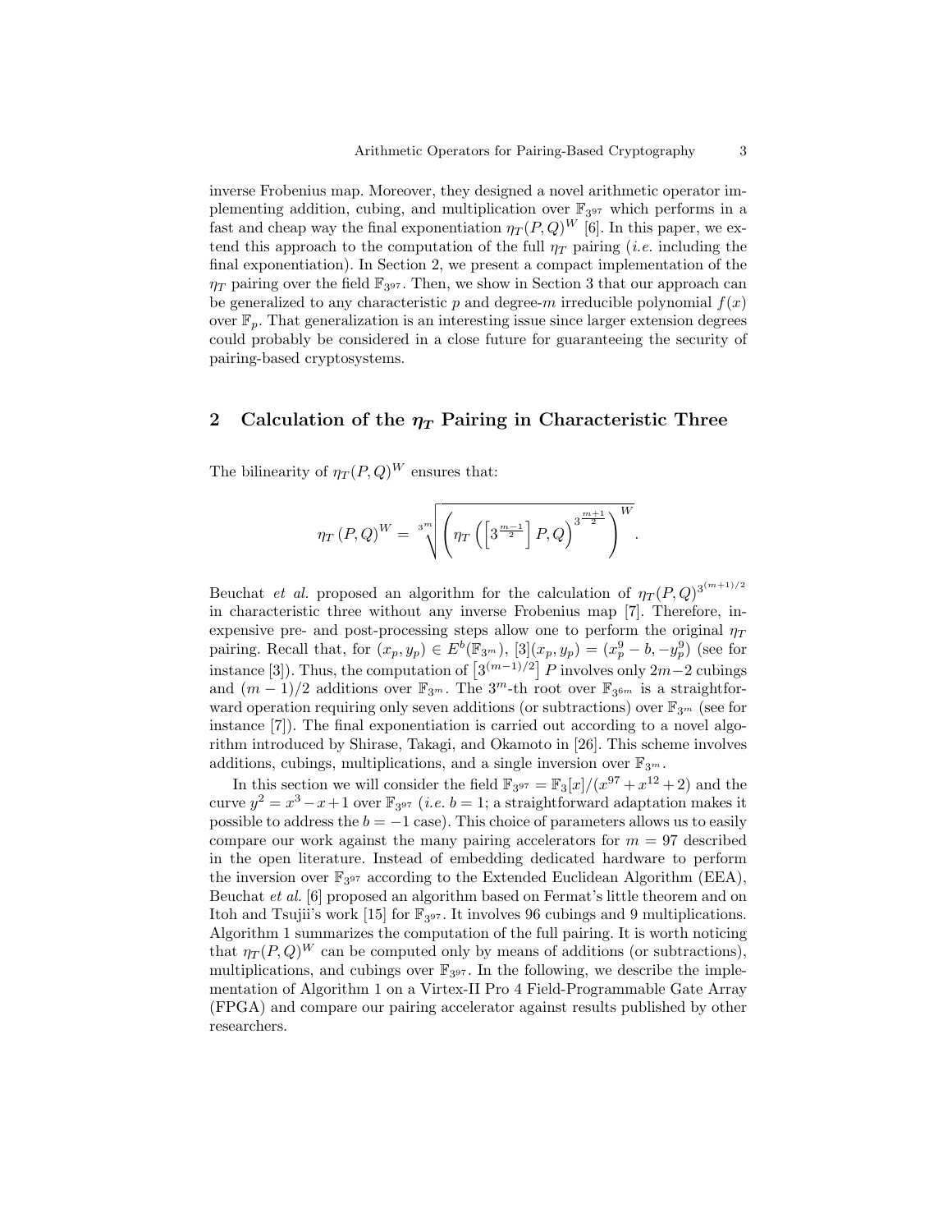inverse Frobenius map. Moreover, they designed a novel arithmetic operator implementing addition, cubing, and multiplication over $\mathbb{F}_{3^{97}}$ which performs in a fast and cheap way the final exponentiation $\eta_T(P,Q)^W$ [6]. In this paper, we extend this approach to the computation of the full $\eta_T$ pairing (*i.e.* including the final exponentiation). In Section 2, we present a compact implementation of the $\eta_T$ pairing over the field $\mathbb{F}_{3^{97}}$. Then, we show in Section 3 that our approach can be generalized to any characteristic $p$ and degree-$m$ irreducible polynomial $f(x)$ over $\mathbb{F}_p$. That generalization is an interesting issue since larger extension degrees could probably be considered in a close future for guaranteeing the security of pairing-based cryptosystems.

## 2 Calculation of the $\eta_T$ Pairing in Characteristic Three

The bilinearity of $\eta_T(P,Q)^W$ ensures that:

$$\eta_T\left(P,Q\right)^W = \sqrt[3^m]{\left(\eta_T\left(\left[3^{\frac{m-1}{2}}\right]P,Q\right)^{3^{\frac{m+1}{2}}}\right)^W}.$$

Beuchat *et al.* proposed an algorithm for the calculation of $\eta_T(P,Q)^{3^{(m+1)/2}}$ in characteristic three without any inverse Frobenius map [7]. Therefore, inexpensive pre- and post-processing steps allow one to perform the original $\eta_T$ pairing. Recall that, for $(x_p, y_p) \in E^b(\mathbb{F}_{3^m})$, $[3](x_p, y_p) = (x_p^9 - b, -y_p^9)$ (see for instance [3]). Thus, the computation of $\left[3^{(m-1)/2}\right]P$ involves only $2m-2$ cubings and $(m-1)/2$ additions over $\mathbb{F}_{3^m}$. The $3^m$-th root over $\mathbb{F}_{3^{6m}}$ is a straightforward operation requiring only seven additions (or subtractions) over $\mathbb{F}_{3^m}$ (see for instance [7]). The final exponentiation is carried out according to a novel algorithm introduced by Shirase, Takagi, and Okamoto in [26]. This scheme involves additions, cubings, multiplications, and a single inversion over $\mathbb{F}_{3^m}$.

In this section we will consider the field $\mathbb{F}_{3^{97}} = \mathbb{F}_3[x]/(x^{97}+x^{12}+2)$ and the curve $y^2 = x^3 - x + 1$ over $\mathbb{F}_{3^{97}}$ (*i.e.* $b = 1$; a straightforward adaptation makes it possible to address the $b = -1$ case). This choice of parameters allows us to easily compare our work against the many pairing accelerators for $m = 97$ described in the open literature. Instead of embedding dedicated hardware to perform the inversion over $\mathbb{F}_{3^{97}}$ according to the Extended Euclidean Algorithm (EEA), Beuchat *et al.* [6] proposed an algorithm based on Fermat's little theorem and on Itoh and Tsujii's work [15] for $\mathbb{F}_{3^{97}}$. It involves 96 cubings and 9 multiplications. Algorithm 1 summarizes the computation of the full pairing. It is worth noticing that $\eta_T(P,Q)^W$ can be computed only by means of additions (or subtractions), multiplications, and cubings over $\mathbb{F}_{3^{97}}$. In the following, we describe the implementation of Algorithm 1 on a Virtex-II Pro 4 Field-Programmable Gate Array (FPGA) and compare our pairing accelerator against results published by other researchers.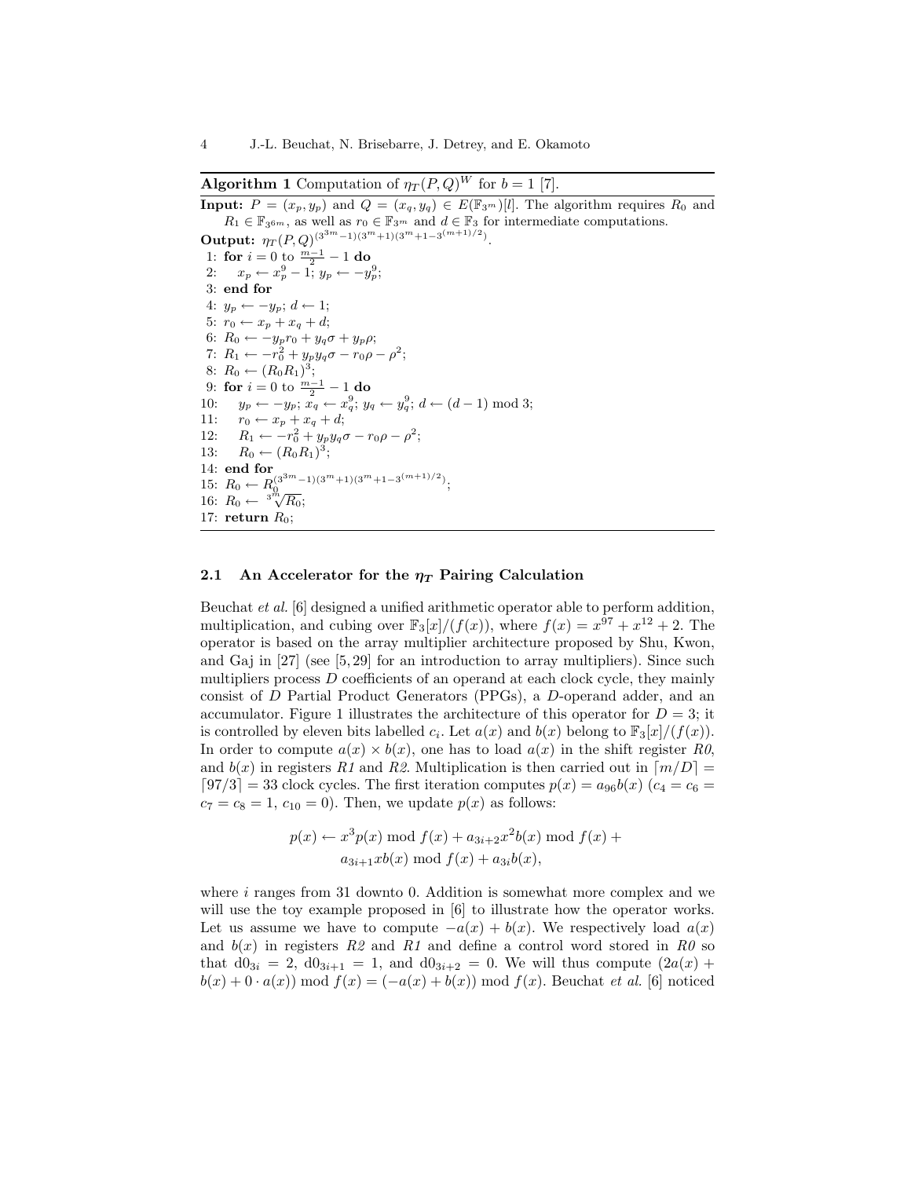**Algorithm 1** Computation of $\eta_T(P,Q)^W$ for $b = 1$ [7].

**Input:** $P = (x_p, y_p)$ and $Q = (x_q, y_q) \in E(\mathbb{F}_{3^m})[l]$. The algorithm requires $R_0$ and $R_1 \in \mathbb{F}_{3^{6m}}$, as well as $r_0 \in \mathbb{F}_{3^m}$ and $d \in \mathbb{F}_3$ for intermediate computations.
**Output:** $\eta_T(P,Q)^{(3^{3m}-1)(3^m+1)(3^m+1-3^{(m+1)/2})}$.

1: **for** $i = 0$ to $\frac{m-1}{2} - 1$ **do**
2: $\quad x_p \leftarrow x_p^9 - 1$; $y_p \leftarrow -y_p^9$;
3: **end for**
4: $y_p \leftarrow -y_p$; $d \leftarrow 1$;
5: $r_0 \leftarrow x_p + x_q + d$;
6: $R_0 \leftarrow -y_p r_0 + y_q \sigma + y_p \rho$;
7: $R_1 \leftarrow -r_0^2 + y_p y_q \sigma - r_0 \rho - \rho^2$;
8: $R_0 \leftarrow (R_0 R_1)^3$;
9: **for** $i = 0$ to $\frac{m-1}{2} - 1$ **do**
10: $\quad y_p \leftarrow -y_p$; $x_q \leftarrow x_q^9$; $y_q \leftarrow y_q^9$; $d \leftarrow (d-1) \bmod 3$;
11: $\quad r_0 \leftarrow x_p + x_q + d$;
12: $\quad R_1 \leftarrow -r_0^2 + y_p y_q \sigma - r_0 \rho - \rho^2$;
13: $\quad R_0 \leftarrow (R_0 R_1)^3$;
14: **end for**
15: $R_0 \leftarrow R_0^{(3^{3m}-1)(3^m+1)(3^m+1-3^{(m+1)/2})}$;
16: $R_0 \leftarrow \sqrt[3^m]{R_0}$;
17: **return** $R_0$;

### 2.1 An Accelerator for the $\eta_T$ Pairing Calculation

Beuchat *et al.* [6] designed a unified arithmetic operator able to perform addition, multiplication, and cubing over $\mathbb{F}_3[x]/(f(x))$, where $f(x) = x^{97} + x^{12} + 2$. The operator is based on the array multiplier architecture proposed by Shu, Kwon, and Gaj in [27] (see [5, 29] for an introduction to array multipliers). Since such multipliers process $D$ coefficients of an operand at each clock cycle, they mainly consist of $D$ Partial Product Generators (PPGs), a $D$-operand adder, and an accumulator. Figure 1 illustrates the architecture of this operator for $D = 3$; it is controlled by eleven bits labelled $c_i$. Let $a(x)$ and $b(x)$ belong to $\mathbb{F}_3[x]/(f(x))$. In order to compute $a(x) \times b(x)$, one has to load $a(x)$ in the shift register *R0*, and $b(x)$ in registers *R1* and *R2*. Multiplication is then carried out in $\lceil m/D \rceil = \lceil 97/3 \rceil = 33$ clock cycles. The first iteration computes $p(x) = a_{96} b(x)$ ($c_4 = c_6 = c_7 = c_8 = 1$, $c_{10} = 0$). Then, we update $p(x)$ as follows:

$$p(x) \leftarrow x^3 p(x) \bmod f(x) + a_{3i+2} x^2 b(x) \bmod f(x) + a_{3i+1} x b(x) \bmod f(x) + a_{3i} b(x),$$

where $i$ ranges from 31 downto 0. Addition is somewhat more complex and we will use the toy example proposed in [6] to illustrate how the operator works. Let us assume we have to compute $-a(x) + b(x)$. We respectively load $a(x)$ and $b(x)$ in registers *R2* and *R1* and define a control word stored in *R0* so that $\mathrm{d0}_{3i} = 2$, $\mathrm{d0}_{3i+1} = 1$, and $\mathrm{d0}_{3i+2} = 0$. We will thus compute $(2a(x) + b(x) + 0 \cdot a(x)) \bmod f(x) = (-a(x) + b(x)) \bmod f(x)$. Beuchat *et al.* [6] noticed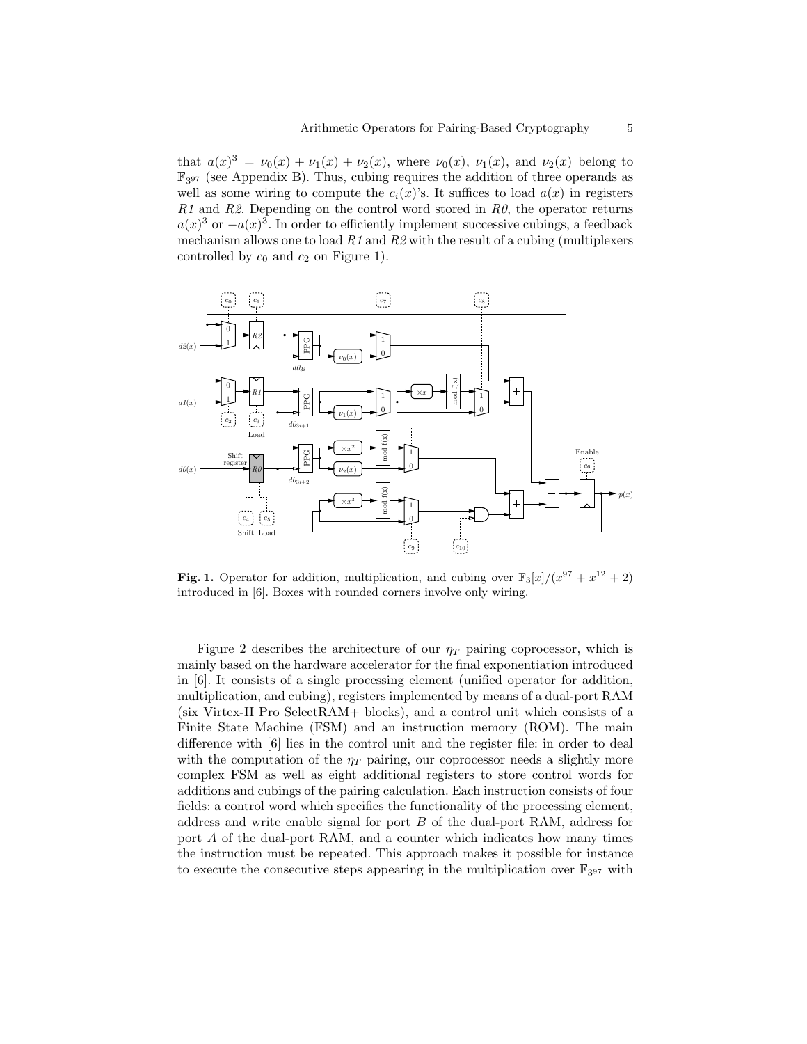that $a(x)^3 = \nu_0(x) + \nu_1(x) + \nu_2(x)$, where $\nu_0(x)$, $\nu_1(x)$, and $\nu_2(x)$ belong to $\mathbb{F}_{3^{97}}$ (see Appendix B). Thus, cubing requires the addition of three operands as well as some wiring to compute the $c_i(x)$'s. It suffices to load $a(x)$ in registers *R1* and *R2*. Depending on the control word stored in *R0*, the operator returns $a(x)^3$ or $-a(x)^3$. In order to efficiently implement successive cubings, a feedback mechanism allows one to load *R1* and *R2* with the result of a cubing (multiplexers controlled by $c_0$ and $c_2$ on Figure 1).

**Fig. 1.** Operator for addition, multiplication, and cubing over $\mathbb{F}_3[x]/(x^{97} + x^{12} + 2)$ introduced in [6]. Boxes with rounded corners involve only wiring.

Figure 2 describes the architecture of our $\eta_T$ pairing coprocessor, which is mainly based on the hardware accelerator for the final exponentiation introduced in [6]. It consists of a single processing element (unified operator for addition, multiplication, and cubing), registers implemented by means of a dual-port RAM (six Virtex-II Pro SelectRAM+ blocks), and a control unit which consists of a Finite State Machine (FSM) and an instruction memory (ROM). The main difference with [6] lies in the control unit and the register file: in order to deal with the computation of the $\eta_T$ pairing, our coprocessor needs a slightly more complex FSM as well as eight additional registers to store control words for additions and cubings of the pairing calculation. Each instruction consists of four fields: a control word which specifies the functionality of the processing element, address and write enable signal for port $B$ of the dual-port RAM, address for port $A$ of the dual-port RAM, and a counter which indicates how many times the instruction must be repeated. This approach makes it possible for instance to execute the consecutive steps appearing in the multiplication over $\mathbb{F}_{3^{97}}$ with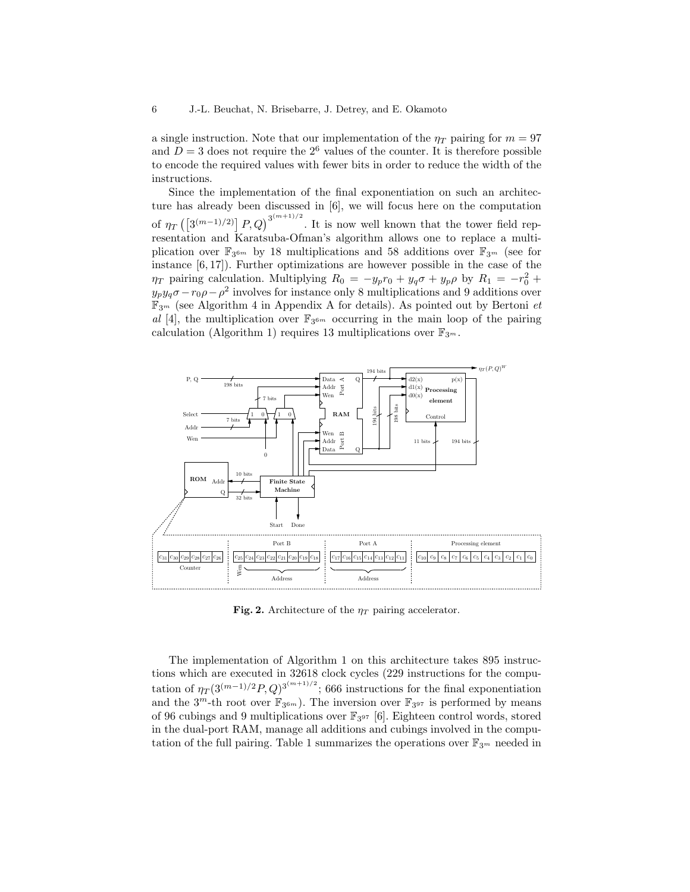a single instruction. Note that our implementation of the $\eta_T$ pairing for $m = 97$ and $D = 3$ does not require the $2^6$ values of the counter. It is therefore possible to encode the required values with fewer bits in order to reduce the width of the instructions.

Since the implementation of the final exponentiation on such an architecture has already been discussed in [6], we will focus here on the computation of $\eta_T\left(\left[3^{(m-1)/2)}\right]P, Q\right)^{3^{(m+1)/2}}$. It is now well known that the tower field representation and Karatsuba-Ofman's algorithm allows one to replace a multiplication over $\mathbb{F}_{3^{6m}}$ by 18 multiplications and 58 additions over $\mathbb{F}_{3^m}$ (see for instance [6, 17]). Further optimizations are however possible in the case of the $\eta_T$ pairing calculation. Multiplying $R_0 = -y_p r_0 + y_q\sigma + y_p\rho$ by $R_1 = -r_0^2 + y_p y_q \sigma - r_0\rho - \rho^2$ involves for instance only 8 multiplications and 9 additions over $\mathbb{F}_{3^m}$ (see Algorithm 4 in Appendix A for details). As pointed out by Bertoni *et al* [4], the multiplication over $\mathbb{F}_{3^{6m}}$ occurring in the main loop of the pairing calculation (Algorithm 1) requires 13 multiplications over $\mathbb{F}_{3^m}$.

**Fig. 2.** Architecture of the $\eta_T$ pairing accelerator.

The implementation of Algorithm 1 on this architecture takes 895 instructions which are executed in 32618 clock cycles (229 instructions for the computation of $\eta_T(3^{(m-1)/2}P, Q)^{3^{(m+1)/2}}$; 666 instructions for the final exponentiation and the $3^m$-th root over $\mathbb{F}_{3^{6m}}$). The inversion over $\mathbb{F}_{3^{97}}$ is performed by means of 96 cubings and 9 multiplications over $\mathbb{F}_{3^{97}}$ [6]. Eighteen control words, stored in the dual-port RAM, manage all additions and cubings involved in the computation of the full pairing. Table 1 summarizes the operations over $\mathbb{F}_{3^m}$ needed in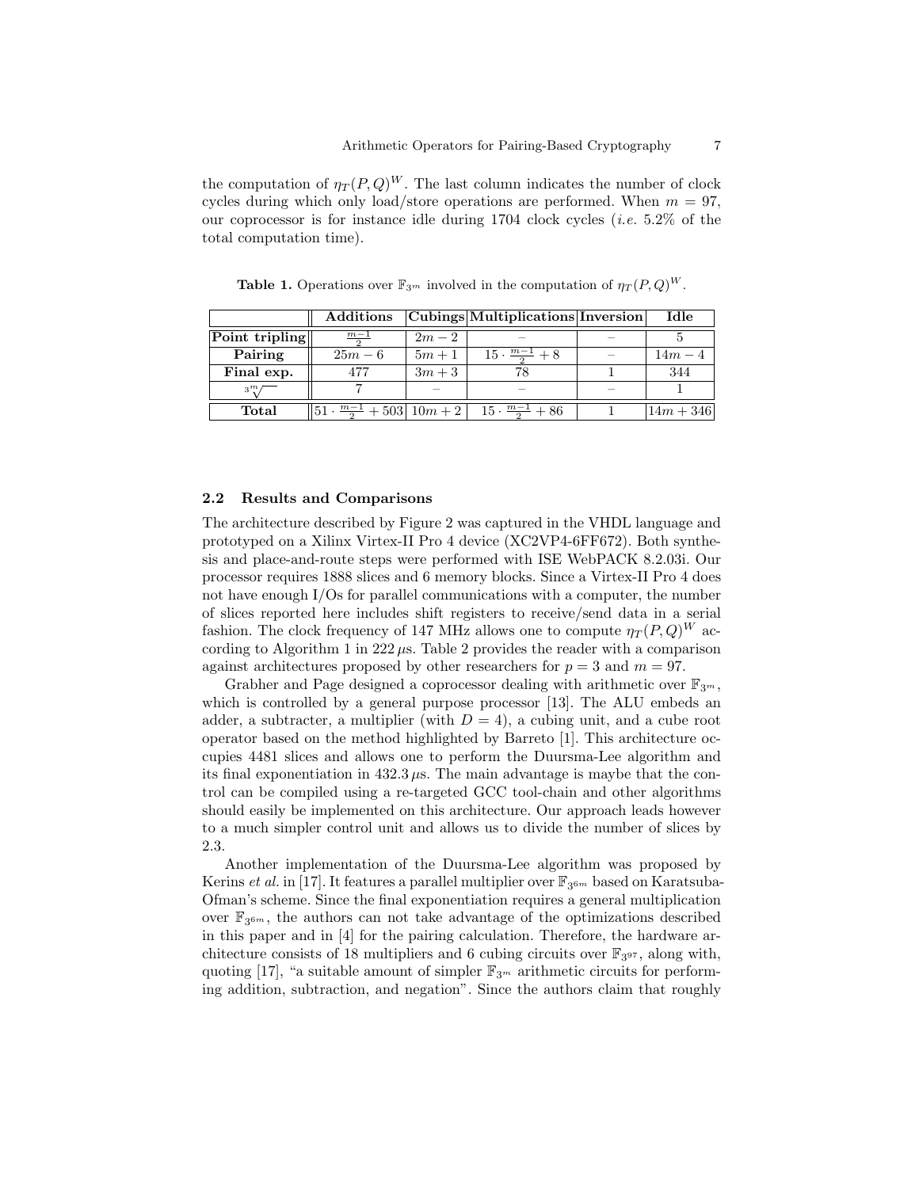the computation of $\eta_T(P,Q)^W$. The last column indicates the number of clock cycles during which only load/store operations are performed. When $m = 97$, our coprocessor is for instance idle during 1704 clock cycles (*i.e.* 5.2% of the total computation time).

**Table 1.** Operations over $\mathbb{F}_{3^m}$ involved in the computation of $\eta_T(P,Q)^W$.

| | **Additions** | **Cubings** | **Multiplications** | **Inversion** | **Idle** |
|---|---|---|---|---|---|
| **Point tripling** | $\frac{m-1}{2}$ | $2m-2$ | – | – | 5 |
| **Pairing** | $25m-6$ | $5m+1$ | $15 \cdot \frac{m-1}{2} + 8$ | – | $14m-4$ |
| **Final exp.** | 477 | $3m+3$ | 78 | 1 | 344 |
| $\sqrt[3^m]{\phantom{x}}$ | 7 | – | – | – | 1 |
| **Total** | $51 \cdot \frac{m-1}{2} + 503$ | $10m+2$ | $15 \cdot \frac{m-1}{2} + 86$ | 1 | $14m+346$ |

### 2.2 Results and Comparisons

The architecture described by Figure 2 was captured in the VHDL language and prototyped on a Xilinx Virtex-II Pro 4 device (XC2VP4-6FF672). Both synthesis and place-and-route steps were performed with ISE WebPACK 8.2.03i. Our processor requires 1888 slices and 6 memory blocks. Since a Virtex-II Pro 4 does not have enough I/Os for parallel communications with a computer, the number of slices reported here includes shift registers to receive/send data in a serial fashion. The clock frequency of 147 MHz allows one to compute $\eta_T(P,Q)^W$ according to Algorithm 1 in 222 $\mu$s. Table 2 provides the reader with a comparison against architectures proposed by other researchers for $p = 3$ and $m = 97$.

Grabher and Page designed a coprocessor dealing with arithmetic over $\mathbb{F}_{3^m}$, which is controlled by a general purpose processor [13]. The ALU embeds an adder, a subtracter, a multiplier (with $D = 4$), a cubing unit, and a cube root operator based on the method highlighted by Barreto [1]. This architecture occupies 4481 slices and allows one to perform the Duursma-Lee algorithm and its final exponentiation in 432.3 $\mu$s. The main advantage is maybe that the control can be compiled using a re-targeted GCC tool-chain and other algorithms should easily be implemented on this architecture. Our approach leads however to a much simpler control unit and allows us to divide the number of slices by 2.3.

Another implementation of the Duursma-Lee algorithm was proposed by Kerins *et al.* in [17]. It features a parallel multiplier over $\mathbb{F}_{3^{6m}}$ based on Karatsuba-Ofman's scheme. Since the final exponentiation requires a general multiplication over $\mathbb{F}_{3^{6m}}$, the authors can not take advantage of the optimizations described in this paper and in [4] for the pairing calculation. Therefore, the hardware architecture consists of 18 multipliers and 6 cubing circuits over $\mathbb{F}_{3^{97}}$, along with, quoting [17], "a suitable amount of simpler $\mathbb{F}_{3^m}$ arithmetic circuits for performing addition, subtraction, and negation". Since the authors claim that roughly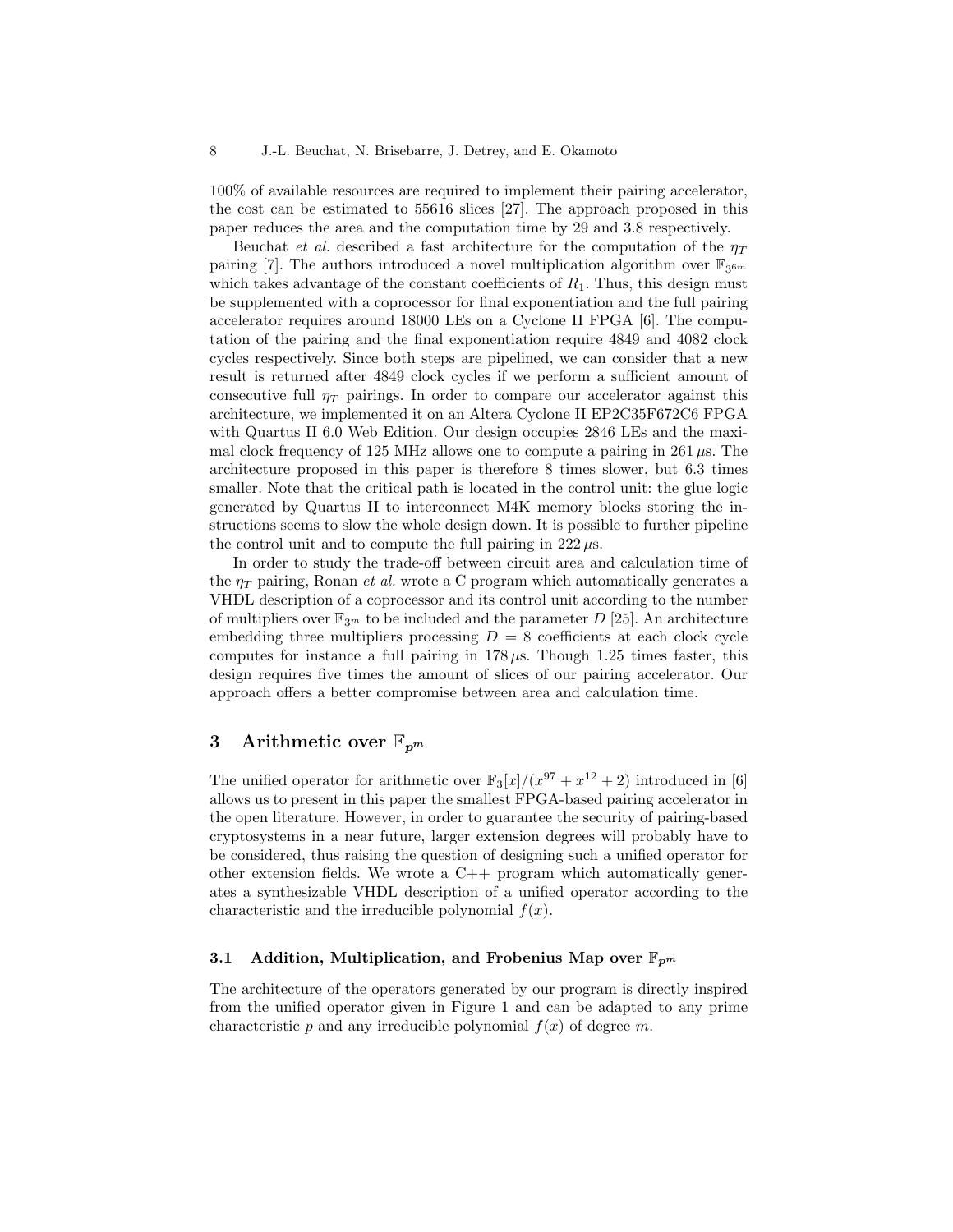100% of available resources are required to implement their pairing accelerator, the cost can be estimated to 55616 slices [27]. The approach proposed in this paper reduces the area and the computation time by 29 and 3.8 respectively.

Beuchat *et al.* described a fast architecture for the computation of the $\eta_T$ pairing [7]. The authors introduced a novel multiplication algorithm over $\mathbb{F}_{3^{6m}}$ which takes advantage of the constant coefficients of $R_1$. Thus, this design must be supplemented with a coprocessor for final exponentiation and the full pairing accelerator requires around 18000 LEs on a Cyclone II FPGA [6]. The computation of the pairing and the final exponentiation require 4849 and 4082 clock cycles respectively. Since both steps are pipelined, we can consider that a new result is returned after 4849 clock cycles if we perform a sufficient amount of consecutive full $\eta_T$ pairings. In order to compare our accelerator against this architecture, we implemented it on an Altera Cyclone II EP2C35F672C6 FPGA with Quartus II 6.0 Web Edition. Our design occupies 2846 LEs and the maximal clock frequency of 125 MHz allows one to compute a pairing in $261\,\mu$s. The architecture proposed in this paper is therefore 8 times slower, but 6.3 times smaller. Note that the critical path is located in the control unit: the glue logic generated by Quartus II to interconnect M4K memory blocks storing the instructions seems to slow the whole design down. It is possible to further pipeline the control unit and to compute the full pairing in $222\,\mu$s.

In order to study the trade-off between circuit area and calculation time of the $\eta_T$ pairing, Ronan *et al.* wrote a C program which automatically generates a VHDL description of a coprocessor and its control unit according to the number of multipliers over $\mathbb{F}_{3^m}$ to be included and the parameter $D$ [25]. An architecture embedding three multipliers processing $D = 8$ coefficients at each clock cycle computes for instance a full pairing in $178\,\mu$s. Though 1.25 times faster, this design requires five times the amount of slices of our pairing accelerator. Our approach offers a better compromise between area and calculation time.

## 3 Arithmetic over $\mathbb{F}_{p^m}$

The unified operator for arithmetic over $\mathbb{F}_3[x]/(x^{97} + x^{12} + 2)$ introduced in [6] allows us to present in this paper the smallest FPGA-based pairing accelerator in the open literature. However, in order to guarantee the security of pairing-based cryptosystems in a near future, larger extension degrees will probably have to be considered, thus raising the question of designing such a unified operator for other extension fields. We wrote a C++ program which automatically generates a synthesizable VHDL description of a unified operator according to the characteristic and the irreducible polynomial $f(x)$.

### 3.1 Addition, Multiplication, and Frobenius Map over $\mathbb{F}_{p^m}$

The architecture of the operators generated by our program is directly inspired from the unified operator given in Figure 1 and can be adapted to any prime characteristic $p$ and any irreducible polynomial $f(x)$ of degree $m$.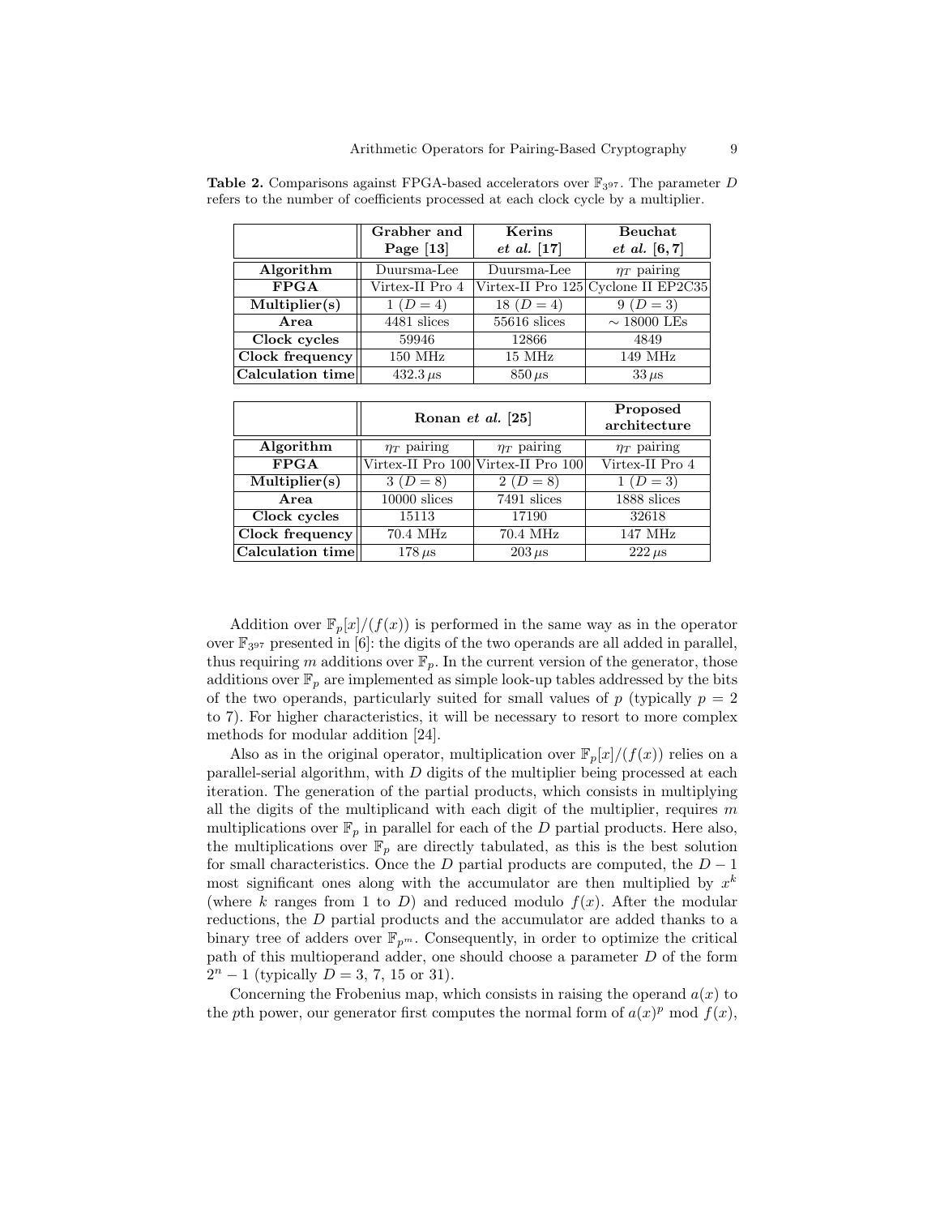**Table 2.** Comparisons against FPGA-based accelerators over $\mathbb{F}_{3^{97}}$. The parameter $D$ refers to the number of coefficients processed at each clock cycle by a multiplier.

| | **Grabher and Page [13]** | **Kerins *et al.* [17]** | **Beuchat *et al.* [6, 7]** |
|---|---|---|---|
| **Algorithm** | Duursma-Lee | Duursma-Lee | $\eta_T$ pairing |
| **FPGA** | Virtex-II Pro 4 | Virtex-II Pro 125 | Cyclone II EP2C35 |
| **Multiplier(s)** | 1 ($D = 4$) | 18 ($D = 4$) | 9 ($D = 3$) |
| **Area** | 4481 slices | 55616 slices | $\sim$ 18000 LEs |
| **Clock cycles** | 59946 | 12866 | 4849 |
| **Clock frequency** | 150 MHz | 15 MHz | 149 MHz |
| **Calculation time** | $432.3\,\mu$s | $850\,\mu$s | $33\,\mu$s |

| | **Ronan *et al.* [25]** | | **Proposed architecture** |
|---|---|---|---|
| **Algorithm** | $\eta_T$ pairing | $\eta_T$ pairing | $\eta_T$ pairing |
| **FPGA** | Virtex-II Pro 100 | Virtex-II Pro 100 | Virtex-II Pro 4 |
| **Multiplier(s)** | 3 ($D = 8$) | 2 ($D = 8$) | 1 ($D = 3$) |
| **Area** | 10000 slices | 7491 slices | 1888 slices |
| **Clock cycles** | 15113 | 17190 | 32618 |
| **Clock frequency** | 70.4 MHz | 70.4 MHz | 147 MHz |
| **Calculation time** | $178\,\mu$s | $203\,\mu$s | $222\,\mu$s |

Addition over $\mathbb{F}_p[x]/(f(x))$ is performed in the same way as in the operator over $\mathbb{F}_{3^{97}}$ presented in [6]: the digits of the two operands are all added in parallel, thus requiring $m$ additions over $\mathbb{F}_p$. In the current version of the generator, those additions over $\mathbb{F}_p$ are implemented as simple look-up tables addressed by the bits of the two operands, particularly suited for small values of $p$ (typically $p = 2$ to 7). For higher characteristics, it will be necessary to resort to more complex methods for modular addition [24].

Also as in the original operator, multiplication over $\mathbb{F}_p[x]/(f(x))$ relies on a parallel-serial algorithm, with $D$ digits of the multiplier being processed at each iteration. The generation of the partial products, which consists in multiplying all the digits of the multiplicand with each digit of the multiplier, requires $m$ multiplications over $\mathbb{F}_p$ in parallel for each of the $D$ partial products. Here also, the multiplications over $\mathbb{F}_p$ are directly tabulated, as this is the best solution for small characteristics. Once the $D$ partial products are computed, the $D - 1$ most significant ones along with the accumulator are then multiplied by $x^k$ (where $k$ ranges from 1 to $D$) and reduced modulo $f(x)$. After the modular reductions, the $D$ partial products and the accumulator are added thanks to a binary tree of adders over $\mathbb{F}_{p^m}$. Consequently, in order to optimize the critical path of this multioperand adder, one should choose a parameter $D$ of the form $2^n - 1$ (typically $D = 3$, 7, 15 or 31).

Concerning the Frobenius map, which consists in raising the operand $a(x)$ to the $p$th power, our generator first computes the normal form of $a(x)^p \bmod f(x)$,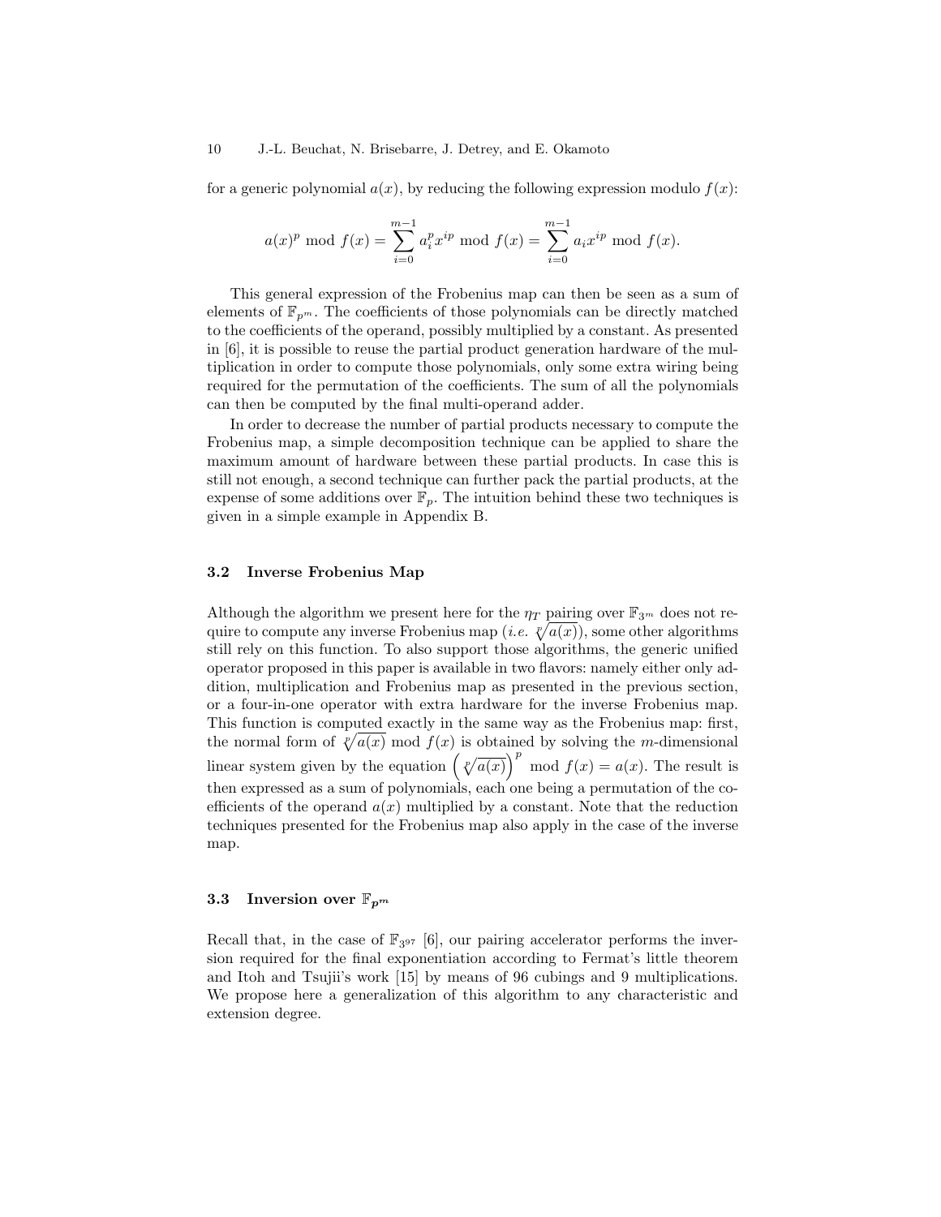for a generic polynomial $a(x)$, by reducing the following expression modulo $f(x)$:

$$a(x)^p \bmod f(x) = \sum_{i=0}^{m-1} a_i^p x^{ip} \bmod f(x) = \sum_{i=0}^{m-1} a_i x^{ip} \bmod f(x).$$

This general expression of the Frobenius map can then be seen as a sum of elements of $\mathbb{F}_{p^m}$. The coefficients of those polynomials can be directly matched to the coefficients of the operand, possibly multiplied by a constant. As presented in [6], it is possible to reuse the partial product generation hardware of the multiplication in order to compute those polynomials, only some extra wiring being required for the permutation of the coefficients. The sum of all the polynomials can then be computed by the final multi-operand adder.

In order to decrease the number of partial products necessary to compute the Frobenius map, a simple decomposition technique can be applied to share the maximum amount of hardware between these partial products. In case this is still not enough, a second technique can further pack the partial products, at the expense of some additions over $\mathbb{F}_p$. The intuition behind these two techniques is given in a simple example in Appendix B.

### 3.2 Inverse Frobenius Map

Although the algorithm we present here for the $\eta_T$ pairing over $\mathbb{F}_{3^m}$ does not require to compute any inverse Frobenius map (*i.e.* $\sqrt[p]{a(x)}$), some other algorithms still rely on this function. To also support those algorithms, the generic unified operator proposed in this paper is available in two flavors: namely either only addition, multiplication and Frobenius map as presented in the previous section, or a four-in-one operator with extra hardware for the inverse Frobenius map. This function is computed exactly in the same way as the Frobenius map: first, the normal form of $\sqrt[p]{a(x)} \bmod f(x)$ is obtained by solving the $m$-dimensional linear system given by the equation $\left(\sqrt[p]{a(x)}\right)^p \bmod f(x) = a(x)$. The result is then expressed as a sum of polynomials, each one being a permutation of the coefficients of the operand $a(x)$ multiplied by a constant. Note that the reduction techniques presented for the Frobenius map also apply in the case of the inverse map.

### 3.3 Inversion over $\mathbb{F}_{p^m}$

Recall that, in the case of $\mathbb{F}_{3^{97}}$ [6], our pairing accelerator performs the inversion required for the final exponentiation according to Fermat's little theorem and Itoh and Tsujii's work [15] by means of 96 cubings and 9 multiplications. We propose here a generalization of this algorithm to any characteristic and extension degree.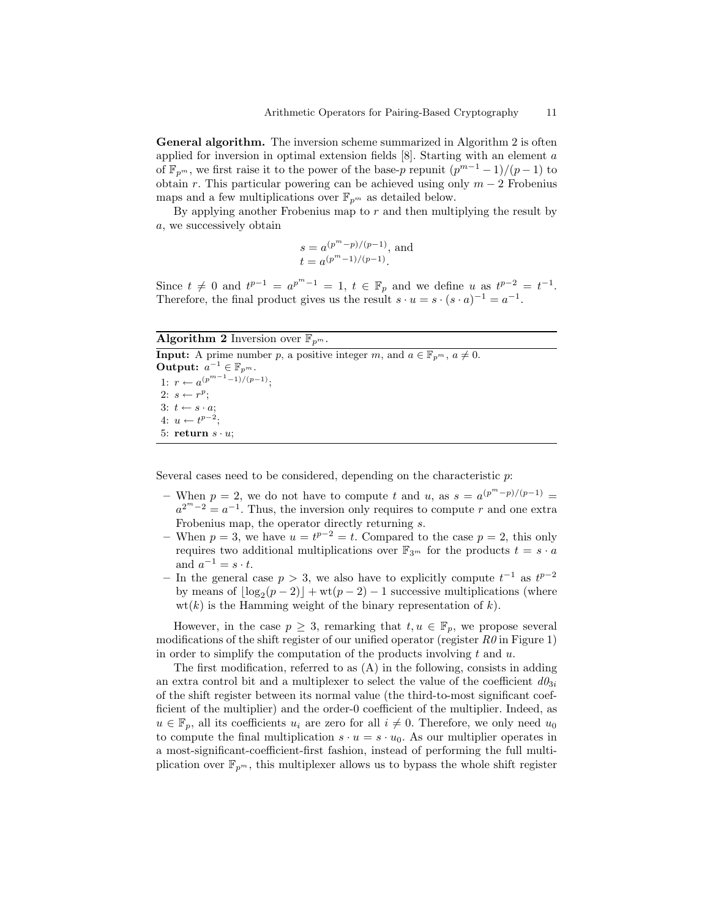**General algorithm.** The inversion scheme summarized in Algorithm 2 is often applied for inversion in optimal extension fields [8]. Starting with an element $a$ of $\mathbb{F}_{p^m}$, we first raise it to the power of the base-$p$ repunit $(p^{m-1}-1)/(p-1)$ to obtain $r$. This particular powering can be achieved using only $m-2$ Frobenius maps and a few multiplications over $\mathbb{F}_{p^m}$ as detailed below.

By applying another Frobenius map to $r$ and then multiplying the result by $a$, we successively obtain

$$s = a^{(p^m-p)/(p-1)}, \text{ and}$$
$$t = a^{(p^m-1)/(p-1)}.$$

Since $t \neq 0$ and $t^{p-1} = a^{p^m-1} = 1$, $t \in \mathbb{F}_p$ and we define $u$ as $t^{p-2} = t^{-1}$. Therefore, the final product gives us the result $s \cdot u = s \cdot (s \cdot a)^{-1} = a^{-1}$.

---

**Algorithm 2** Inversion over $\mathbb{F}_{p^m}$.

**Input:** A prime number $p$, a positive integer $m$, and $a \in \mathbb{F}_{p^m}$, $a \neq 0$.
**Output:** $a^{-1} \in \mathbb{F}_{p^m}$.
1: $r \leftarrow a^{(p^{m-1}-1)/(p-1)}$;
2: $s \leftarrow r^p$;
3: $t \leftarrow s \cdot a$;
4: $u \leftarrow t^{p-2}$;
5: **return** $s \cdot u$;

---

Several cases need to be considered, depending on the characteristic $p$:

- When $p = 2$, we do not have to compute $t$ and $u$, as $s = a^{(p^m-p)/(p-1)} = a^{2^m-2} = a^{-1}$. Thus, the inversion only requires to compute $r$ and one extra Frobenius map, the operator directly returning $s$.
- When $p = 3$, we have $u = t^{p-2} = t$. Compared to the case $p = 2$, this only requires two additional multiplications over $\mathbb{F}_{3^m}$ for the products $t = s \cdot a$ and $a^{-1} = s \cdot t$.
- In the general case $p > 3$, we also have to explicitly compute $t^{-1}$ as $t^{p-2}$ by means of $\lfloor \log_2(p-2) \rfloor + \mathrm{wt}(p-2) - 1$ successive multiplications (where $\mathrm{wt}(k)$ is the Hamming weight of the binary representation of $k$).

However, in the case $p \geq 3$, remarking that $t, u \in \mathbb{F}_p$, we propose several modifications of the shift register of our unified operator (register *R0* in Figure 1) in order to simplify the computation of the products involving $t$ and $u$.

The first modification, referred to as (A) in the following, consists in adding an extra control bit and a multiplexer to select the value of the coefficient $d0_{3i}$ of the shift register between its normal value (the third-to-most significant coefficient of the multiplier) and the order-0 coefficient of the multiplier. Indeed, as $u \in \mathbb{F}_p$, all its coefficients $u_i$ are zero for all $i \neq 0$. Therefore, we only need $u_0$ to compute the final multiplication $s \cdot u = s \cdot u_0$. As our multiplier operates in a most-significant-coefficient-first fashion, instead of performing the full multiplication over $\mathbb{F}_{p^m}$, this multiplexer allows us to bypass the whole shift register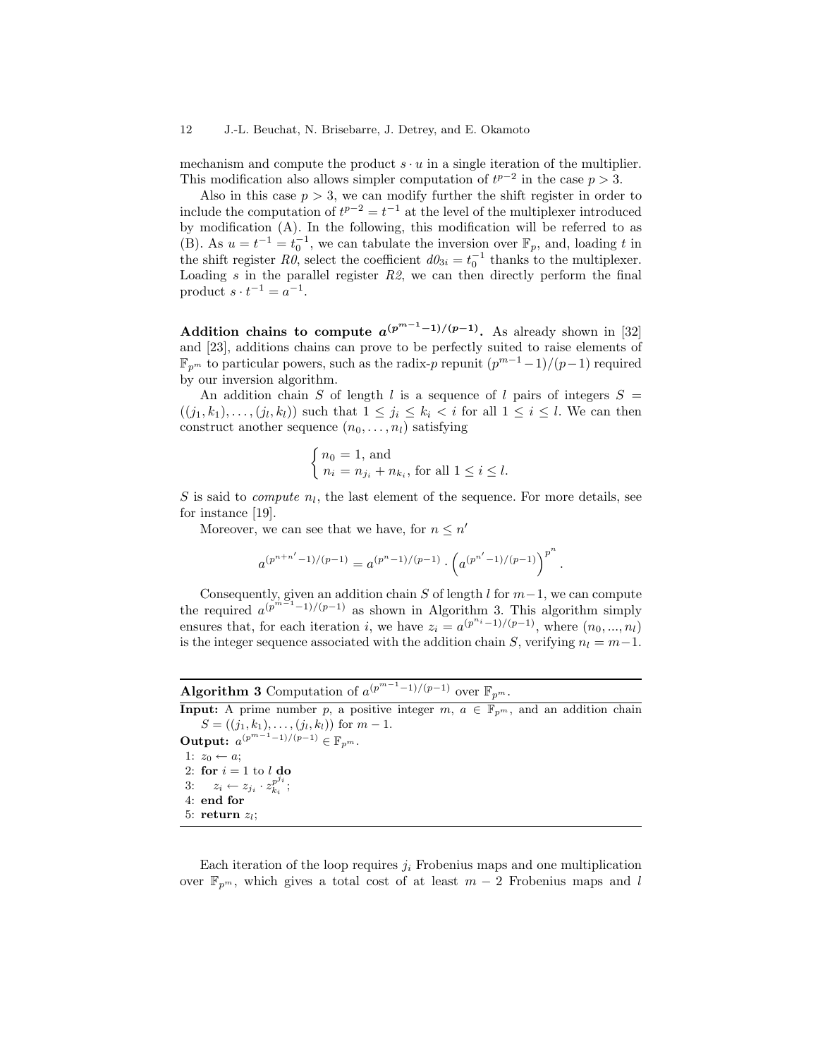mechanism and compute the product $s \cdot u$ in a single iteration of the multiplier. This modification also allows simpler computation of $t^{p-2}$ in the case $p > 3$.

Also in this case $p > 3$, we can modify further the shift register in order to include the computation of $t^{p-2} = t^{-1}$ at the level of the multiplexer introduced by modification (A). In the following, this modification will be referred to as (B). As $u = t^{-1} = t_0^{-1}$, we can tabulate the inversion over $\mathbb{F}_p$, and, loading $t$ in the shift register *R0*, select the coefficient $d0_{3i} = t_0^{-1}$ thanks to the multiplexer. Loading $s$ in the parallel register *R2*, we can then directly perform the final product $s \cdot t^{-1} = a^{-1}$.

**Addition chains to compute $a^{(p^{m-1}-1)/(p-1)}$.** As already shown in [32] and [23], additions chains can prove to be perfectly suited to raise elements of $\mathbb{F}_{p^m}$ to particular powers, such as the radix-$p$ repunit $(p^{m-1}-1)/(p-1)$ required by our inversion algorithm.

An addition chain $S$ of length $l$ is a sequence of $l$ pairs of integers $S = ((j_1, k_1), \ldots, (j_l, k_l))$ such that $1 \leq j_i \leq k_i < i$ for all $1 \leq i \leq l$. We can then construct another sequence $(n_0, \ldots, n_l)$ satisfying

$$\begin{cases} n_0 = 1, \text{ and} \\ n_i = n_{j_i} + n_{k_i}, \text{ for all } 1 \leq i \leq l. \end{cases}$$

$S$ is said to *compute* $n_l$, the last element of the sequence. For more details, see for instance [19].

Moreover, we can see that we have, for $n \leq n'$

$$a^{(p^{n+n'}-1)/(p-1)} = a^{(p^n-1)/(p-1)} \cdot \left(a^{(p^{n'}-1)/(p-1)}\right)^{p^n}.$$

Consequently, given an addition chain $S$ of length $l$ for $m-1$, we can compute the required $a^{(p^{m-1}-1)/(p-1)}$ as shown in Algorithm 3. This algorithm simply ensures that, for each iteration $i$, we have $z_i = a^{(p^{n_i}-1)/(p-1)}$, where $(n_0, ..., n_l)$ is the integer sequence associated with the addition chain $S$, verifying $n_l = m-1$.

---

**Algorithm 3** Computation of $a^{(p^{m-1}-1)/(p-1)}$ over $\mathbb{F}_{p^m}$.

---

**Input:** A prime number $p$, a positive integer $m$, $a \in \mathbb{F}_{p^m}$, and an addition chain $S = ((j_1, k_1), \ldots, (j_l, k_l))$ for $m-1$.
**Output:** $a^{(p^{m-1}-1)/(p-1)} \in \mathbb{F}_{p^m}$.

1: $z_0 \leftarrow a$;
2: **for** $i = 1$ to $l$ **do**
3: $\quad z_i \leftarrow z_{j_i} \cdot z_{k_i}^{p^{j_i}}$;
4: **end for**
5: **return** $z_l$;

---

Each iteration of the loop requires $j_i$ Frobenius maps and one multiplication over $\mathbb{F}_{p^m}$, which gives a total cost of at least $m-2$ Frobenius maps and $l$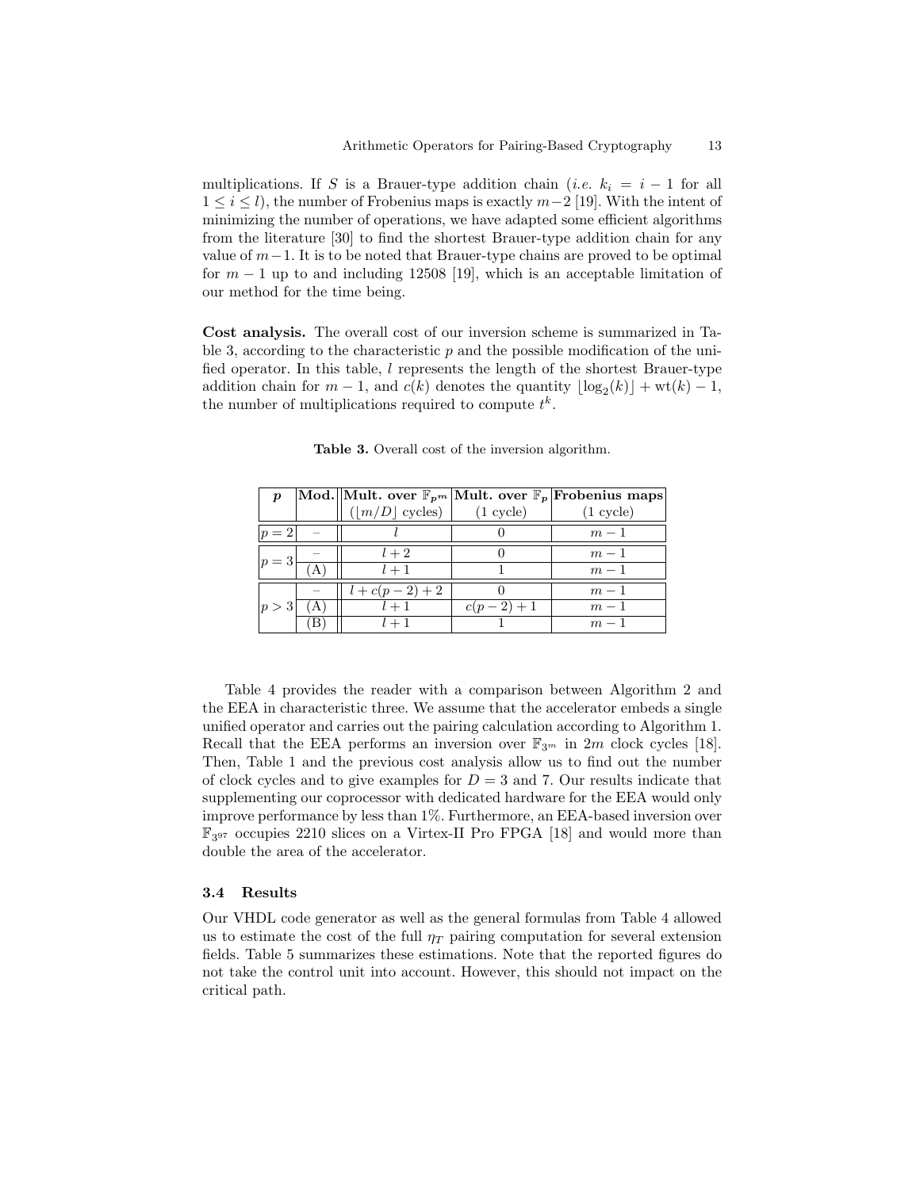multiplications. If $S$ is a Brauer-type addition chain (*i.e.* $k_i = i - 1$ for all $1 \leq i \leq l$), the number of Frobenius maps is exactly $m-2$ [19]. With the intent of minimizing the number of operations, we have adapted some efficient algorithms from the literature [30] to find the shortest Brauer-type addition chain for any value of $m-1$. It is to be noted that Brauer-type chains are proved to be optimal for $m-1$ up to and including 12508 [19], which is an acceptable limitation of our method for the time being.

**Cost analysis.** The overall cost of our inversion scheme is summarized in Table 3, according to the characteristic $p$ and the possible modification of the unified operator. In this table, $l$ represents the length of the shortest Brauer-type addition chain for $m-1$, and $c(k)$ denotes the quantity $\lfloor \log_2(k) \rfloor + \mathrm{wt}(k) - 1$, the number of multiplications required to compute $t^k$.

**Table 3.** Overall cost of the inversion algorithm.

| $p$ | Mod. | Mult. over $\mathbb{F}_{p^m}$ ($\lfloor m/D \rfloor$ cycles) | Mult. over $\mathbb{F}_p$ (1 cycle) | Frobenius maps (1 cycle) |
|---|---|---|---|---|
| $p=2$ | – | $l$ | 0 | $m-1$ |
| $p=3$ | – | $l+2$ | 0 | $m-1$ |
| | (A) | $l+1$ | 1 | $m-1$ |
| $p>3$ | – | $l+c(p-2)+2$ | 0 | $m-1$ |
| | (A) | $l+1$ | $c(p-2)+1$ | $m-1$ |
| | (B) | $l+1$ | 1 | $m-1$ |

Table 4 provides the reader with a comparison between Algorithm 2 and the EEA in characteristic three. We assume that the accelerator embeds a single unified operator and carries out the pairing calculation according to Algorithm 1. Recall that the EEA performs an inversion over $\mathbb{F}_{3^m}$ in $2m$ clock cycles [18]. Then, Table 1 and the previous cost analysis allow us to find out the number of clock cycles and to give examples for $D = 3$ and 7. Our results indicate that supplementing our coprocessor with dedicated hardware for the EEA would only improve performance by less than 1%. Furthermore, an EEA-based inversion over $\mathbb{F}_{3^{97}}$ occupies 2210 slices on a Virtex-II Pro FPGA [18] and would more than double the area of the accelerator.

### 3.4 Results

Our VHDL code generator as well as the general formulas from Table 4 allowed us to estimate the cost of the full $\eta_T$ pairing computation for several extension fields. Table 5 summarizes these estimations. Note that the reported figures do not take the control unit into account. However, this should not impact on the critical path.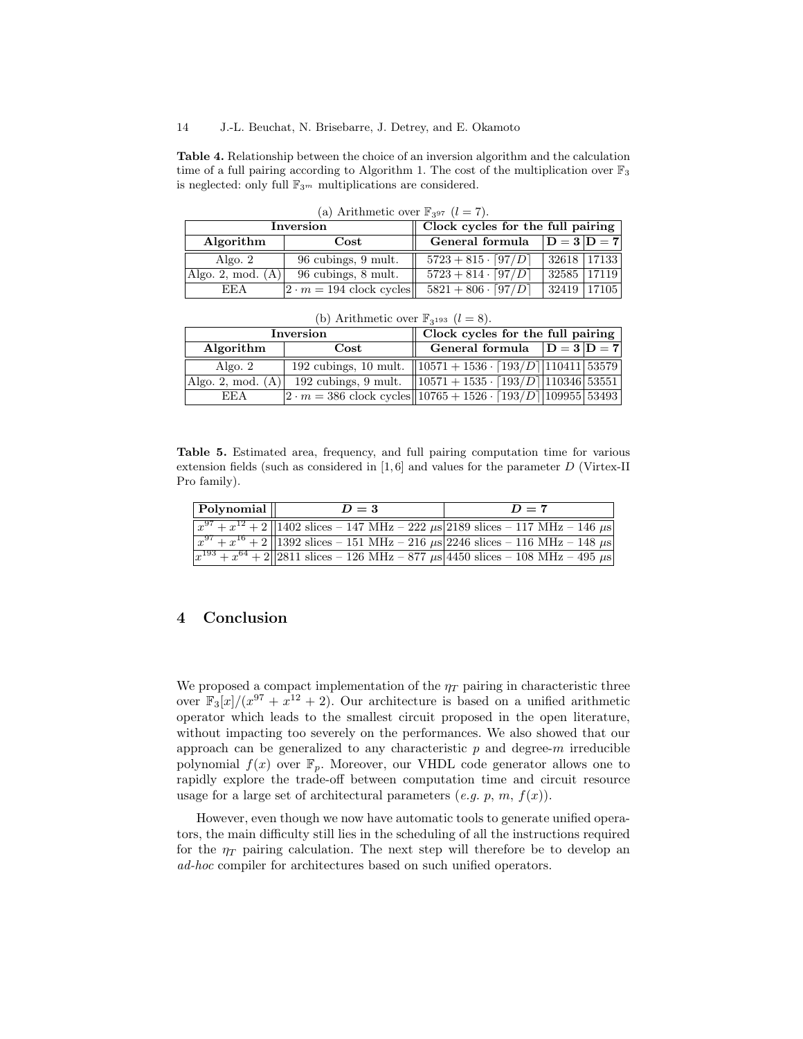**Table 4.** Relationship between the choice of an inversion algorithm and the calculation time of a full pairing according to Algorithm 1. The cost of the multiplication over $\mathbb{F}_3$ is neglected: only full $\mathbb{F}_{3^m}$ multiplications are considered.

(a) Arithmetic over $\mathbb{F}_{3^{97}}$ ($l = 7$).

| Inversion | | Clock cycles for the full pairing | | |
|---|---|---|---|---|
| **Algorithm** | **Cost** | **General formula** | **D = 3** | **D = 7** |
| Algo. 2 | 96 cubings, 9 mult. | $5723 + 815 \cdot \lceil 97/D \rceil$ | 32618 | 17133 |
| Algo. 2, mod. (A) | 96 cubings, 8 mult. | $5723 + 814 \cdot \lceil 97/D \rceil$ | 32585 | 17119 |
| EEA | $2 \cdot m = 194$ clock cycles | $5821 + 806 \cdot \lceil 97/D \rceil$ | 32419 | 17105 |

(b) Arithmetic over $\mathbb{F}_{3^{193}}$ ($l = 8$).

| Inversion | | Clock cycles for the full pairing | | |
|---|---|---|---|---|
| **Algorithm** | **Cost** | **General formula** | **D = 3** | **D = 7** |
| Algo. 2 | 192 cubings, 10 mult. | $10571 + 1536 \cdot \lceil 193/D \rceil$ | 110411 | 53579 |
| Algo. 2, mod. (A) | 192 cubings, 9 mult. | $10571 + 1535 \cdot \lceil 193/D \rceil$ | 110346 | 53551 |
| EEA | $2 \cdot m = 386$ clock cycles | $10765 + 1526 \cdot \lceil 193/D \rceil$ | 109955 | 53493 |

**Table 5.** Estimated area, frequency, and full pairing computation time for various extension fields (such as considered in [1, 6] and values for the parameter $D$ (Virtex-II Pro family).

| **Polynomial** | $D = 3$ | $D = 7$ |
|---|---|---|
| $x^{97} + x^{12} + 2$ | 1402 slices – 147 MHz – 222 $\mu$s | 2189 slices – 117 MHz – 146 $\mu$s |
| $x^{97} + x^{16} + 2$ | 1392 slices – 151 MHz – 216 $\mu$s | 2246 slices – 116 MHz – 148 $\mu$s |
| $x^{193} + x^{64} + 2$ | 2811 slices – 126 MHz – 877 $\mu$s | 4450 slices – 108 MHz – 495 $\mu$s |

## 4 Conclusion

We proposed a compact implementation of the $\eta_T$ pairing in characteristic three over $\mathbb{F}_3[x]/(x^{97} + x^{12} + 2)$. Our architecture is based on a unified arithmetic operator which leads to the smallest circuit proposed in the open literature, without impacting too severely on the performances. We also showed that our approach can be generalized to any characteristic $p$ and degree-$m$ irreducible polynomial $f(x)$ over $\mathbb{F}_p$. Moreover, our VHDL code generator allows one to rapidly explore the trade-off between computation time and circuit resource usage for a large set of architectural parameters (*e.g.* $p$, $m$, $f(x)$).

However, even though we now have automatic tools to generate unified operators, the main difficulty still lies in the scheduling of all the instructions required for the $\eta_T$ pairing calculation. The next step will therefore be to develop an *ad-hoc* compiler for architectures based on such unified operators.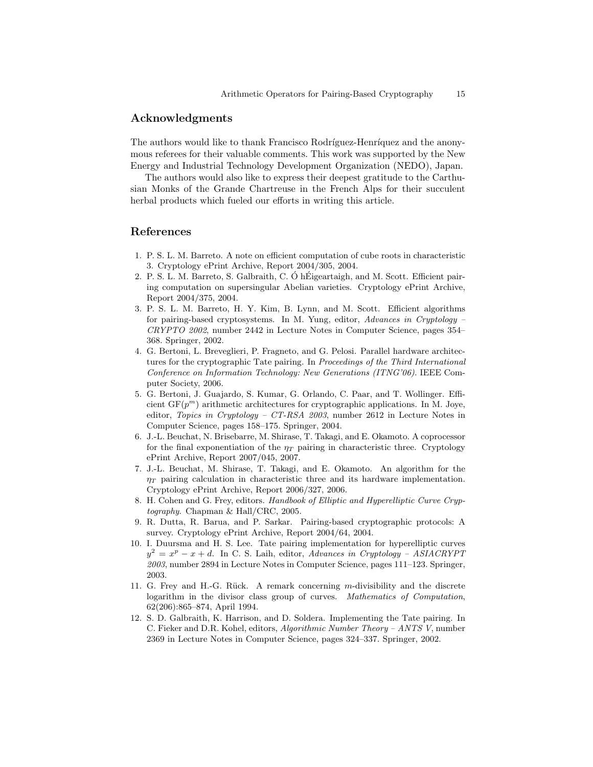## Acknowledgments

The authors would like to thank Francisco Rodríguez-Henríquez and the anonymous referees for their valuable comments. This work was supported by the New Energy and Industrial Technology Development Organization (NEDO), Japan.

The authors would also like to express their deepest gratitude to the Carthusian Monks of the Grande Chartreuse in the French Alps for their succulent herbal products which fueled our efforts in writing this article.

## References

1. P. S. L. M. Barreto. A note on efficient computation of cube roots in characteristic 3. Cryptology ePrint Archive, Report 2004/305, 2004.
2. P. S. L. M. Barreto, S. Galbraith, C. Ó hÉigeartaigh, and M. Scott. Efficient pairing computation on supersingular Abelian varieties. Cryptology ePrint Archive, Report 2004/375, 2004.
3. P. S. L. M. Barreto, H. Y. Kim, B. Lynn, and M. Scott. Efficient algorithms for pairing-based cryptosystems. In M. Yung, editor, *Advances in Cryptology – CRYPTO 2002*, number 2442 in Lecture Notes in Computer Science, pages 354–368. Springer, 2002.
4. G. Bertoni, L. Breveglieri, P. Fragneto, and G. Pelosi. Parallel hardware architectures for the cryptographic Tate pairing. In *Proceedings of the Third International Conference on Information Technology: New Generations (ITNG'06)*. IEEE Computer Society, 2006.
5. G. Bertoni, J. Guajardo, S. Kumar, G. Orlando, C. Paar, and T. Wollinger. Efficient GF($p^m$) arithmetic architectures for cryptographic applications. In M. Joye, editor, *Topics in Cryptology – CT-RSA 2003*, number 2612 in Lecture Notes in Computer Science, pages 158–175. Springer, 2004.
6. J.-L. Beuchat, N. Brisebarre, M. Shirase, T. Takagi, and E. Okamoto. A coprocessor for the final exponentiation of the $\eta_T$ pairing in characteristic three. Cryptology ePrint Archive, Report 2007/045, 2007.
7. J.-L. Beuchat, M. Shirase, T. Takagi, and E. Okamoto. An algorithm for the $\eta_T$ pairing calculation in characteristic three and its hardware implementation. Cryptology ePrint Archive, Report 2006/327, 2006.
8. H. Cohen and G. Frey, editors. *Handbook of Elliptic and Hyperelliptic Curve Cryptography*. Chapman & Hall/CRC, 2005.
9. R. Dutta, R. Barua, and P. Sarkar. Pairing-based cryptographic protocols: A survey. Cryptology ePrint Archive, Report 2004/64, 2004.
10. I. Duursma and H. S. Lee. Tate pairing implementation for hyperelliptic curves $y^2 = x^p - x + d$. In C. S. Laih, editor, *Advances in Cryptology – ASIACRYPT 2003*, number 2894 in Lecture Notes in Computer Science, pages 111–123. Springer, 2003.
11. G. Frey and H.-G. Rück. A remark concerning $m$-divisibility and the discrete logarithm in the divisor class group of curves. *Mathematics of Computation*, 62(206):865–874, April 1994.
12. S. D. Galbraith, K. Harrison, and D. Soldera. Implementing the Tate pairing. In C. Fieker and D.R. Kohel, editors, *Algorithmic Number Theory – ANTS V*, number 2369 in Lecture Notes in Computer Science, pages 324–337. Springer, 2002.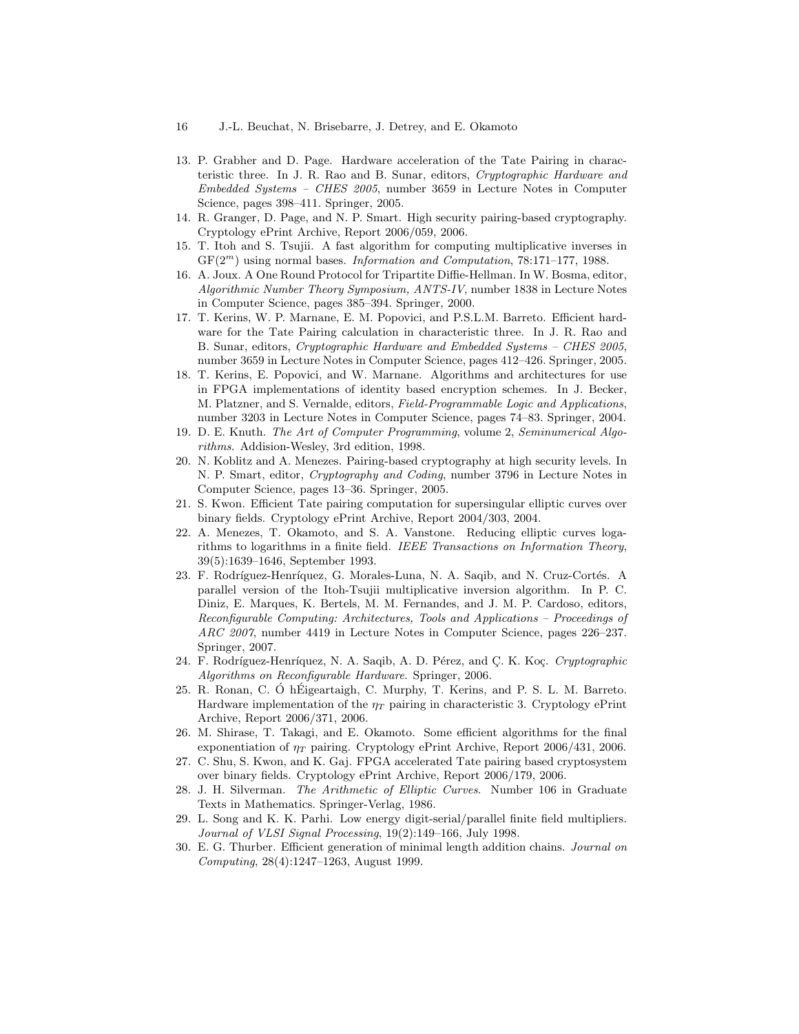13. P. Grabher and D. Page. Hardware acceleration of the Tate Pairing in characteristic three. In J. R. Rao and B. Sunar, editors, *Cryptographic Hardware and Embedded Systems – CHES 2005*, number 3659 in Lecture Notes in Computer Science, pages 398–411. Springer, 2005.
14. R. Granger, D. Page, and N. P. Smart. High security pairing-based cryptography. Cryptology ePrint Archive, Report 2006/059, 2006.
15. T. Itoh and S. Tsujii. A fast algorithm for computing multiplicative inverses in $\mathrm{GF}(2^m)$ using normal bases. *Information and Computation*, 78:171–177, 1988.
16. A. Joux. A One Round Protocol for Tripartite Diffie-Hellman. In W. Bosma, editor, *Algorithmic Number Theory Symposium, ANTS-IV*, number 1838 in Lecture Notes in Computer Science, pages 385–394. Springer, 2000.
17. T. Kerins, W. P. Marnane, E. M. Popovici, and P.S.L.M. Barreto. Efficient hardware for the Tate Pairing calculation in characteristic three. In J. R. Rao and B. Sunar, editors, *Cryptographic Hardware and Embedded Systems – CHES 2005*, number 3659 in Lecture Notes in Computer Science, pages 412–426. Springer, 2005.
18. T. Kerins, E. Popovici, and W. Marnane. Algorithms and architectures for use in FPGA implementations of identity based encryption schemes. In J. Becker, M. Platzner, and S. Vernalde, editors, *Field-Programmable Logic and Applications*, number 3203 in Lecture Notes in Computer Science, pages 74–83. Springer, 2004.
19. D. E. Knuth. *The Art of Computer Programming*, volume 2, *Seminumerical Algorithms*. Addision-Wesley, 3rd edition, 1998.
20. N. Koblitz and A. Menezes. Pairing-based cryptography at high security levels. In N. P. Smart, editor, *Cryptography and Coding*, number 3796 in Lecture Notes in Computer Science, pages 13–36. Springer, 2005.
21. S. Kwon. Efficient Tate pairing computation for supersingular elliptic curves over binary fields. Cryptology ePrint Archive, Report 2004/303, 2004.
22. A. Menezes, T. Okamoto, and S. A. Vanstone. Reducing elliptic curves logarithms to logarithms in a finite field. *IEEE Transactions on Information Theory*, 39(5):1639–1646, September 1993.
23. F. Rodríguez-Henríquez, G. Morales-Luna, N. A. Saqib, and N. Cruz-Cortés. A parallel version of the Itoh-Tsujii multiplicative inversion algorithm. In P. C. Diniz, E. Marques, K. Bertels, M. M. Fernandes, and J. M. P. Cardoso, editors, *Reconfigurable Computing: Architectures, Tools and Applications – Proceedings of ARC 2007*, number 4419 in Lecture Notes in Computer Science, pages 226–237. Springer, 2007.
24. F. Rodríguez-Henríquez, N. A. Saqib, A. D. Pérez, and Ç. K. Koç. *Cryptographic Algorithms on Reconfigurable Hardware*. Springer, 2006.
25. R. Ronan, C. Ó hÉigeartaigh, C. Murphy, T. Kerins, and P. S. L. M. Barreto. Hardware implementation of the $\eta_T$ pairing in characteristic 3. Cryptology ePrint Archive, Report 2006/371, 2006.
26. M. Shirase, T. Takagi, and E. Okamoto. Some efficient algorithms for the final exponentiation of $\eta_T$ pairing. Cryptology ePrint Archive, Report 2006/431, 2006.
27. C. Shu, S. Kwon, and K. Gaj. FPGA accelerated Tate pairing based cryptosystem over binary fields. Cryptology ePrint Archive, Report 2006/179, 2006.
28. J. H. Silverman. *The Arithmetic of Elliptic Curves*. Number 106 in Graduate Texts in Mathematics. Springer-Verlag, 1986.
29. L. Song and K. K. Parhi. Low energy digit-serial/parallel finite field multipliers. *Journal of VLSI Signal Processing*, 19(2):149–166, July 1998.
30. E. G. Thurber. Efficient generation of minimal length addition chains. *Journal on Computing*, 28(4):1247–1263, August 1999.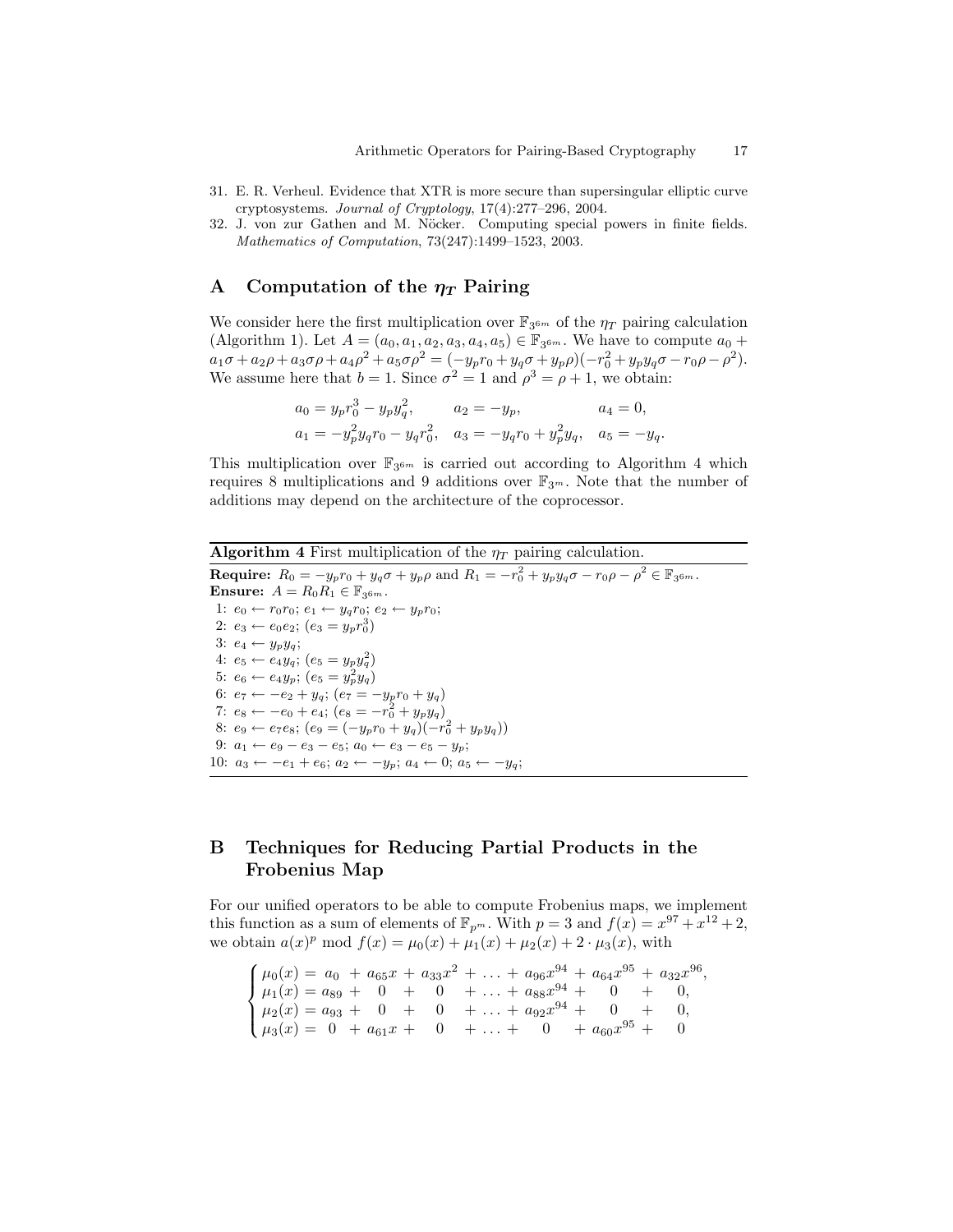31. E. R. Verheul. Evidence that XTR is more secure than supersingular elliptic curve cryptosystems. *Journal of Cryptology*, 17(4):277–296, 2004.
32. J. von zur Gathen and M. Nöcker. Computing special powers in finite fields. *Mathematics of Computation*, 73(247):1499–1523, 2003.

# A Computation of the $\eta_T$ Pairing

We consider here the first multiplication over $\mathbb{F}_{3^{6m}}$ of the $\eta_T$ pairing calculation (Algorithm 1). Let $A = (a_0, a_1, a_2, a_3, a_4, a_5) \in \mathbb{F}_{3^{6m}}$. We have to compute $a_0 + a_1\sigma + a_2\rho + a_3\sigma\rho + a_4\rho^2 + a_5\sigma\rho^2 = (-y_p r_0 + y_q\sigma + y_p\rho)(-r_0^2 + y_p y_q \sigma - r_0\rho - \rho^2)$. We assume here that $b = 1$. Since $\sigma^2 = 1$ and $\rho^3 = \rho + 1$, we obtain:

$$
\begin{aligned}
a_0 &= y_p r_0^3 - y_p y_q^2, & a_2 &= -y_p, & a_4 &= 0,\\
a_1 &= -y_p^2 y_q r_0 - y_q r_0^2, & a_3 &= -y_q r_0 + y_p^2 y_q, & a_5 &= -y_q.
\end{aligned}
$$

This multiplication over $\mathbb{F}_{3^{6m}}$ is carried out according to Algorithm 4 which requires 8 multiplications and 9 additions over $\mathbb{F}_{3^m}$. Note that the number of additions may depend on the architecture of the coprocessor.

**Algorithm 4** First multiplication of the $\eta_T$ pairing calculation.

**Require:** $R_0 = -y_p r_0 + y_q\sigma + y_p\rho$ and $R_1 = -r_0^2 + y_p y_q\sigma - r_0\rho - \rho^2 \in \mathbb{F}_{3^{6m}}$.
**Ensure:** $A = R_0 R_1 \in \mathbb{F}_{3^{6m}}$.

1: $e_0 \leftarrow r_0 r_0$; $e_1 \leftarrow y_q r_0$; $e_2 \leftarrow y_p r_0$;
2: $e_3 \leftarrow e_0 e_2$; ($e_3 = y_p r_0^3$)
3: $e_4 \leftarrow y_p y_q$;
4: $e_5 \leftarrow e_4 y_q$; ($e_5 = y_p y_q^2$)
5: $e_6 \leftarrow e_4 y_p$; ($e_5 = y_p^2 y_q$)
6: $e_7 \leftarrow -e_2 + y_q$; ($e_7 = -y_p r_0 + y_q$)
7: $e_8 \leftarrow -e_0 + e_4$; ($e_8 = -r_0^2 + y_p y_q$)
8: $e_9 \leftarrow e_7 e_8$; ($e_9 = (-y_p r_0 + y_q)(-r_0^2 + y_p y_q)$)
9: $a_1 \leftarrow e_9 - e_3 - e_5$; $a_0 \leftarrow e_3 - e_5 - y_p$;
10: $a_3 \leftarrow -e_1 + e_6$; $a_2 \leftarrow -y_p$; $a_4 \leftarrow 0$; $a_5 \leftarrow -y_q$;

# B Techniques for Reducing Partial Products in the Frobenius Map

For our unified operators to be able to compute Frobenius maps, we implement this function as a sum of elements of $\mathbb{F}_{p^m}$. With $p = 3$ and $f(x) = x^{97} + x^{12} + 2$, we obtain $a(x)^p \bmod f(x) = \mu_0(x) + \mu_1(x) + \mu_2(x) + 2 \cdot \mu_3(x)$, with

$$
\begin{cases}
\mu_0(x) = a_0 + a_{65}x + a_{33}x^2 + \ldots + a_{96}x^{94} + a_{64}x^{95} + a_{32}x^{96},\\
\mu_1(x) = a_{89} + 0 + 0 + \ldots + a_{88}x^{94} + 0 + 0,\\
\mu_2(x) = a_{93} + 0 + 0 + \ldots + a_{92}x^{94} + 0 + 0,\\
\mu_3(x) = 0 + a_{61}x + 0 + \ldots + 0 + a_{60}x^{95} + 0
\end{cases}
$$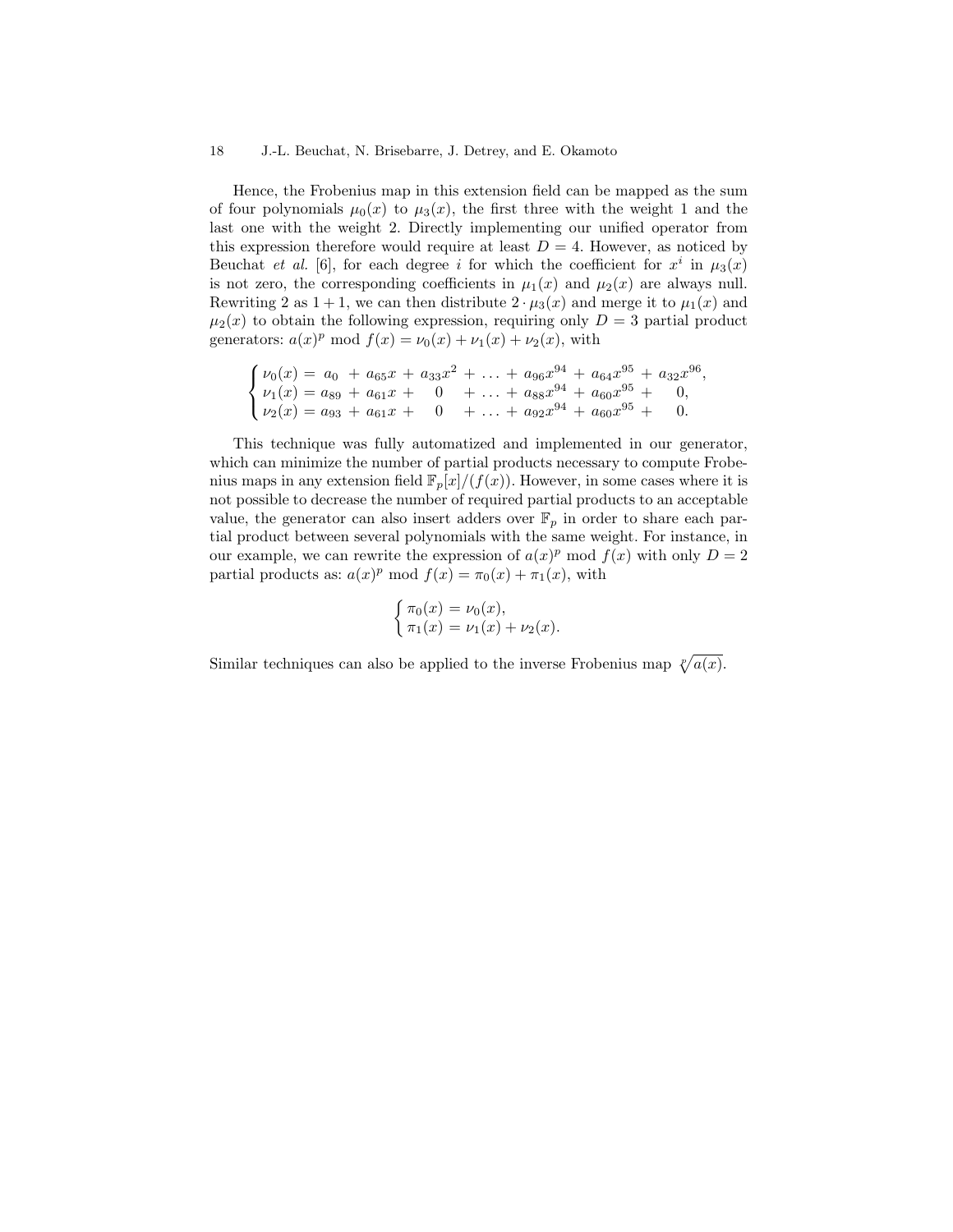Hence, the Frobenius map in this extension field can be mapped as the sum of four polynomials $\mu_0(x)$ to $\mu_3(x)$, the first three with the weight 1 and the last one with the weight 2. Directly implementing our unified operator from this expression therefore would require at least $D = 4$. However, as noticed by Beuchat *et al.* [6], for each degree $i$ for which the coefficient for $x^i$ in $\mu_3(x)$ is not zero, the corresponding coefficients in $\mu_1(x)$ and $\mu_2(x)$ are always null. Rewriting 2 as $1+1$, we can then distribute $2 \cdot \mu_3(x)$ and merge it to $\mu_1(x)$ and $\mu_2(x)$ to obtain the following expression, requiring only $D = 3$ partial product generators: $a(x)^p \bmod f(x) = \nu_0(x) + \nu_1(x) + \nu_2(x)$, with

$$
\begin{cases}
\nu_0(x) = a_0 + a_{65}x + a_{33}x^2 + \ldots + a_{96}x^{94} + a_{64}x^{95} + a_{32}x^{96}, \\
\nu_1(x) = a_{89} + a_{61}x + \quad 0 \quad + \ldots + a_{88}x^{94} + a_{60}x^{95} + \quad 0, \\
\nu_2(x) = a_{93} + a_{61}x + \quad 0 \quad + \ldots + a_{92}x^{94} + a_{60}x^{95} + \quad 0.
\end{cases}
$$

This technique was fully automatized and implemented in our generator, which can minimize the number of partial products necessary to compute Frobenius maps in any extension field $\mathbb{F}_p[x]/(f(x))$. However, in some cases where it is not possible to decrease the number of required partial products to an acceptable value, the generator can also insert adders over $\mathbb{F}_p$ in order to share each partial product between several polynomials with the same weight. For instance, in our example, we can rewrite the expression of $a(x)^p \bmod f(x)$ with only $D = 2$ partial products as: $a(x)^p \bmod f(x) = \pi_0(x) + \pi_1(x)$, with

$$
\begin{cases}
\pi_0(x) = \nu_0(x), \\
\pi_1(x) = \nu_1(x) + \nu_2(x).
\end{cases}
$$

Similar techniques can also be applied to the inverse Frobenius map $\sqrt[p]{a(x)}$.